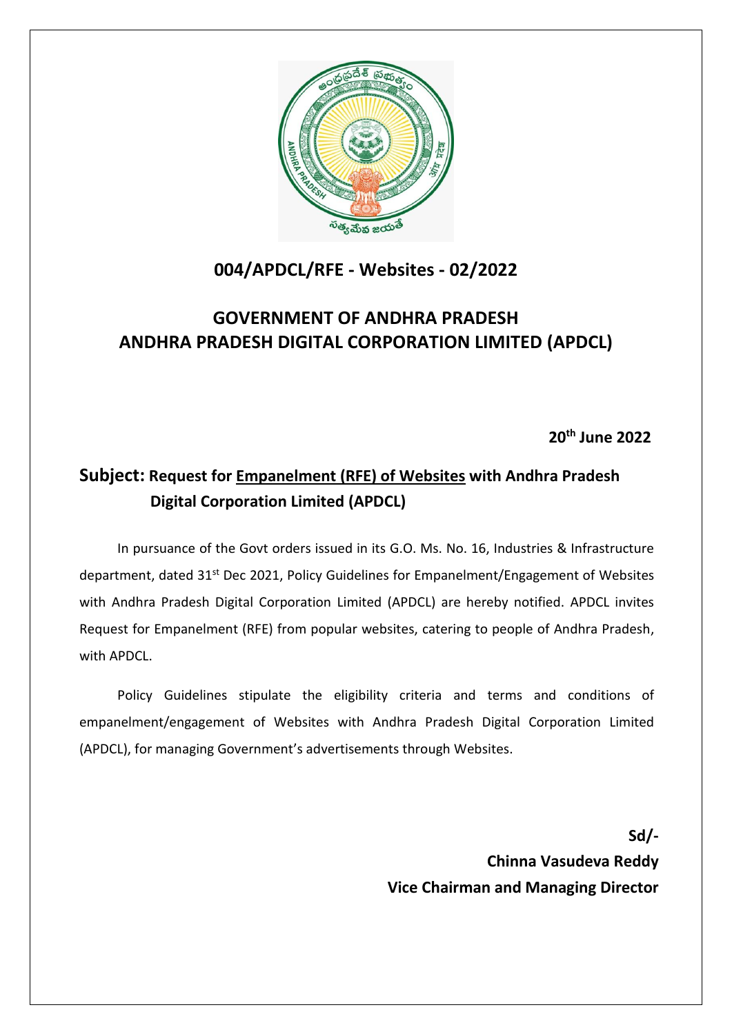# 004/APDCL/RFE - Websites - 02/2022

## GOVERNMENT OF ANDHRA PRADESH
## ANDHRA PRADESH DIGITAL CORPORATION LIMITED (APDCL)

**20th June 2022**

**Subject: Request for <u>Empanelment (RFE) of Websites</u> with Andhra Pradesh Digital Corporation Limited (APDCL)**

In pursuance of the Govt orders issued in its G.O. Ms. No. 16, Industries & Infrastructure department, dated 31st Dec 2021, Policy Guidelines for Empanelment/Engagement of Websites with Andhra Pradesh Digital Corporation Limited (APDCL) are hereby notified. APDCL invites Request for Empanelment (RFE) from popular websites, catering to people of Andhra Pradesh, with APDCL.

Policy Guidelines stipulate the eligibility criteria and terms and conditions of empanelment/engagement of Websites with Andhra Pradesh Digital Corporation Limited (APDCL), for managing Government's advertisements through Websites.

**Sd/-**
**Chinna Vasudeva Reddy**
**Vice Chairman and Managing Director**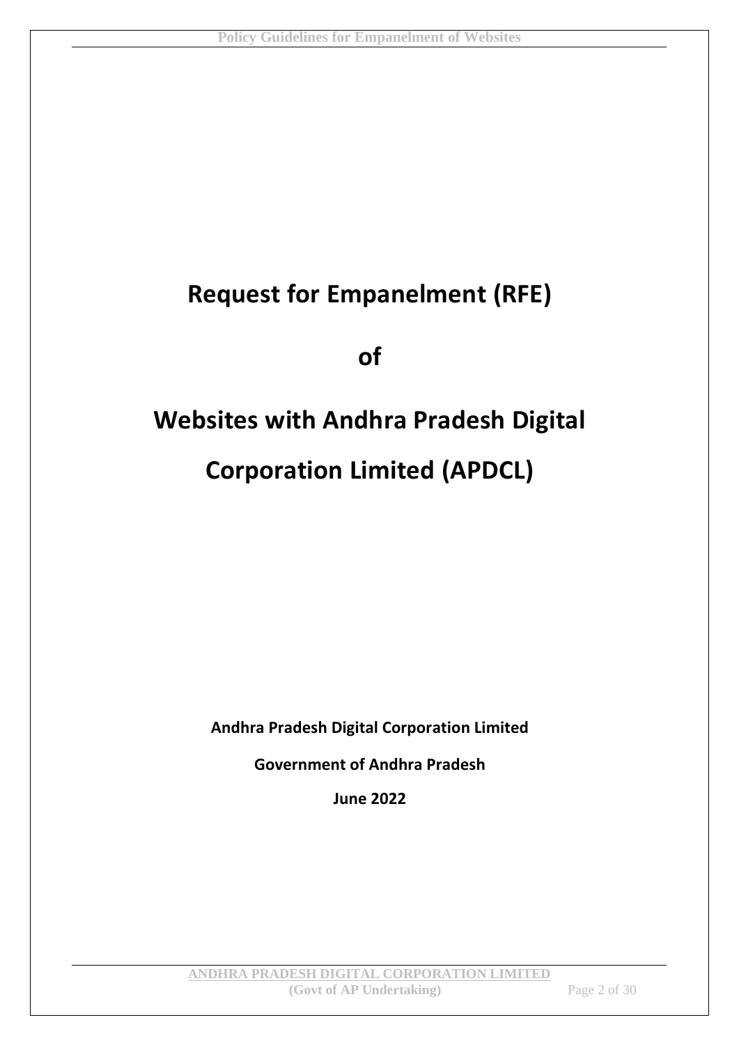# Request for Empanelment (RFE)

# of

# Websites with Andhra Pradesh Digital Corporation Limited (APDCL)

**Andhra Pradesh Digital Corporation Limited**

**Government of Andhra Pradesh**

**June 2022**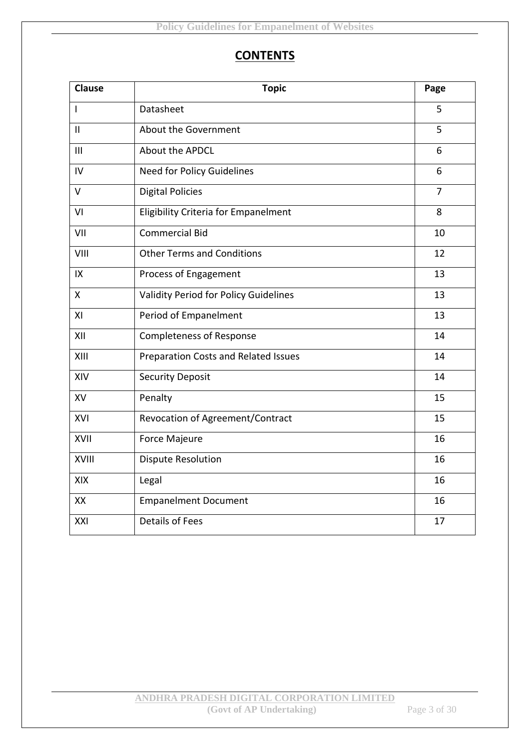# CONTENTS

| Clause | Topic | Page |
|---|---|---|
| I | Datasheet | 5 |
| II | About the Government | 5 |
| III | About the APDCL | 6 |
| IV | Need for Policy Guidelines | 6 |
| V | Digital Policies | 7 |
| VI | Eligibility Criteria for Empanelment | 8 |
| VII | Commercial Bid | 10 |
| VIII | Other Terms and Conditions | 12 |
| IX | Process of Engagement | 13 |
| X | Validity Period for Policy Guidelines | 13 |
| XI | Period of Empanelment | 13 |
| XII | Completeness of Response | 14 |
| XIII | Preparation Costs and Related Issues | 14 |
| XIV | Security Deposit | 14 |
| XV | Penalty | 15 |
| XVI | Revocation of Agreement/Contract | 15 |
| XVII | Force Majeure | 16 |
| XVIII | Dispute Resolution | 16 |
| XIX | Legal | 16 |
| XX | Empanelment Document | 16 |
| XXI | Details of Fees | 17 |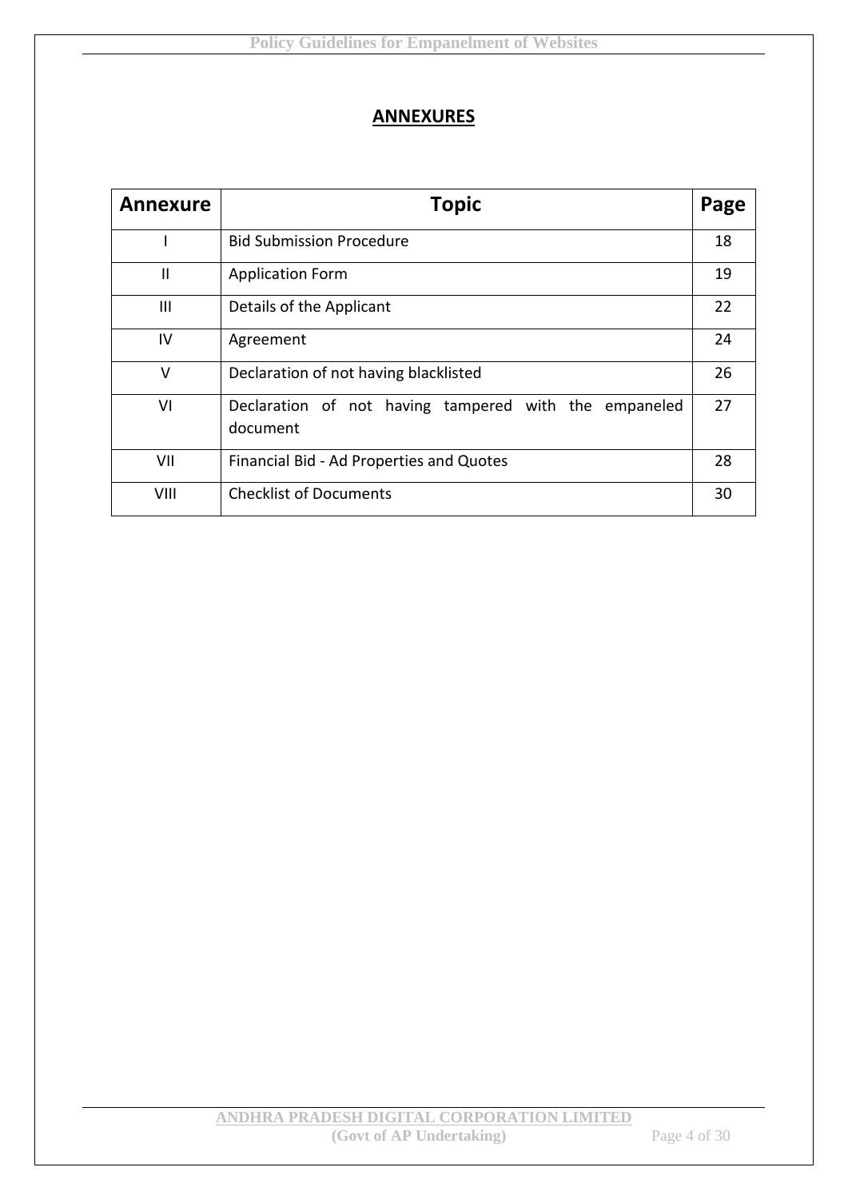# ANNEXURES

| Annexure | Topic | Page |
|---|---|---|
| I | Bid Submission Procedure | 18 |
| II | Application Form | 19 |
| III | Details of the Applicant | 22 |
| IV | Agreement | 24 |
| V | Declaration of not having blacklisted | 26 |
| VI | Declaration of not having tampered with the empaneled document | 27 |
| VII | Financial Bid - Ad Properties and Quotes | 28 |
| VIII | Checklist of Documents | 30 |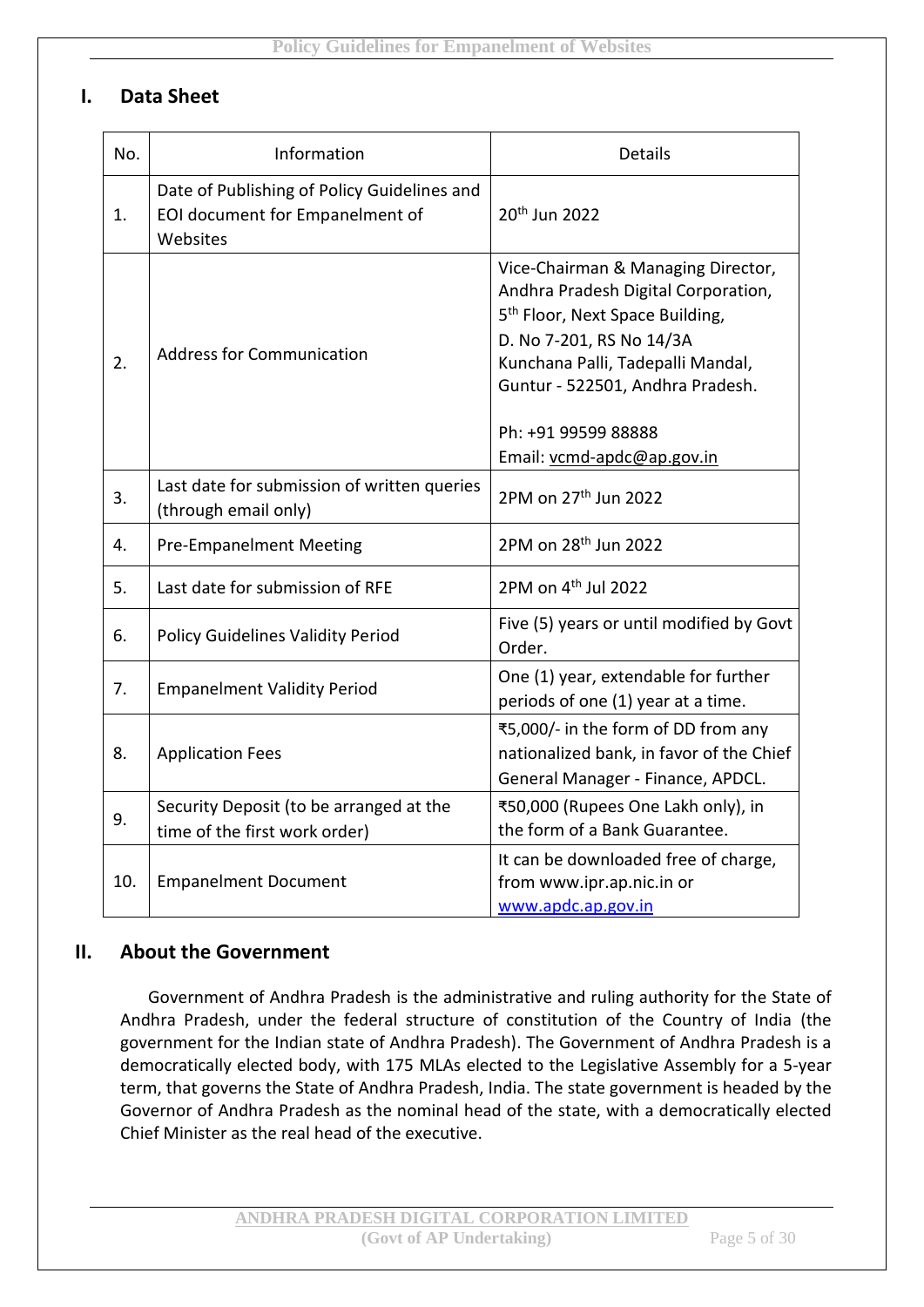## I. Data Sheet

| No. | Information | Details |
|---|---|---|
| 1. | Date of Publishing of Policy Guidelines and EOI document for Empanelment of Websites | 20th Jun 2022 |
| 2. | Address for Communication | Vice-Chairman & Managing Director, Andhra Pradesh Digital Corporation, 5th Floor, Next Space Building, D. No 7-201, RS No 14/3A Kunchana Palli, Tadepalli Mandal, Guntur - 522501, Andhra Pradesh.<br><br>Ph: +91 99599 88888<br>Email: vcmd-apdc@ap.gov.in |
| 3. | Last date for submission of written queries (through email only) | 2PM on 27th Jun 2022 |
| 4. | Pre-Empanelment Meeting | 2PM on 28th Jun 2022 |
| 5. | Last date for submission of RFE | 2PM on 4th Jul 2022 |
| 6. | Policy Guidelines Validity Period | Five (5) years or until modified by Govt Order. |
| 7. | Empanelment Validity Period | One (1) year, extendable for further periods of one (1) year at a time. |
| 8. | Application Fees | ₹5,000/- in the form of DD from any nationalized bank, in favor of the Chief General Manager - Finance, APDCL. |
| 9. | Security Deposit (to be arranged at the time of the first work order) | ₹50,000 (Rupees One Lakh only), in the form of a Bank Guarantee. |
| 10. | Empanelment Document | It can be downloaded free of charge, from www.ipr.ap.nic.in or www.apdc.ap.gov.in |

## II. About the Government

Government of Andhra Pradesh is the administrative and ruling authority for the State of Andhra Pradesh, under the federal structure of constitution of the Country of India (the government for the Indian state of Andhra Pradesh). The Government of Andhra Pradesh is a democratically elected body, with 175 MLAs elected to the Legislative Assembly for a 5-year term, that governs the State of Andhra Pradesh, India. The state government is headed by the Governor of Andhra Pradesh as the nominal head of the state, with a democratically elected Chief Minister as the real head of the executive.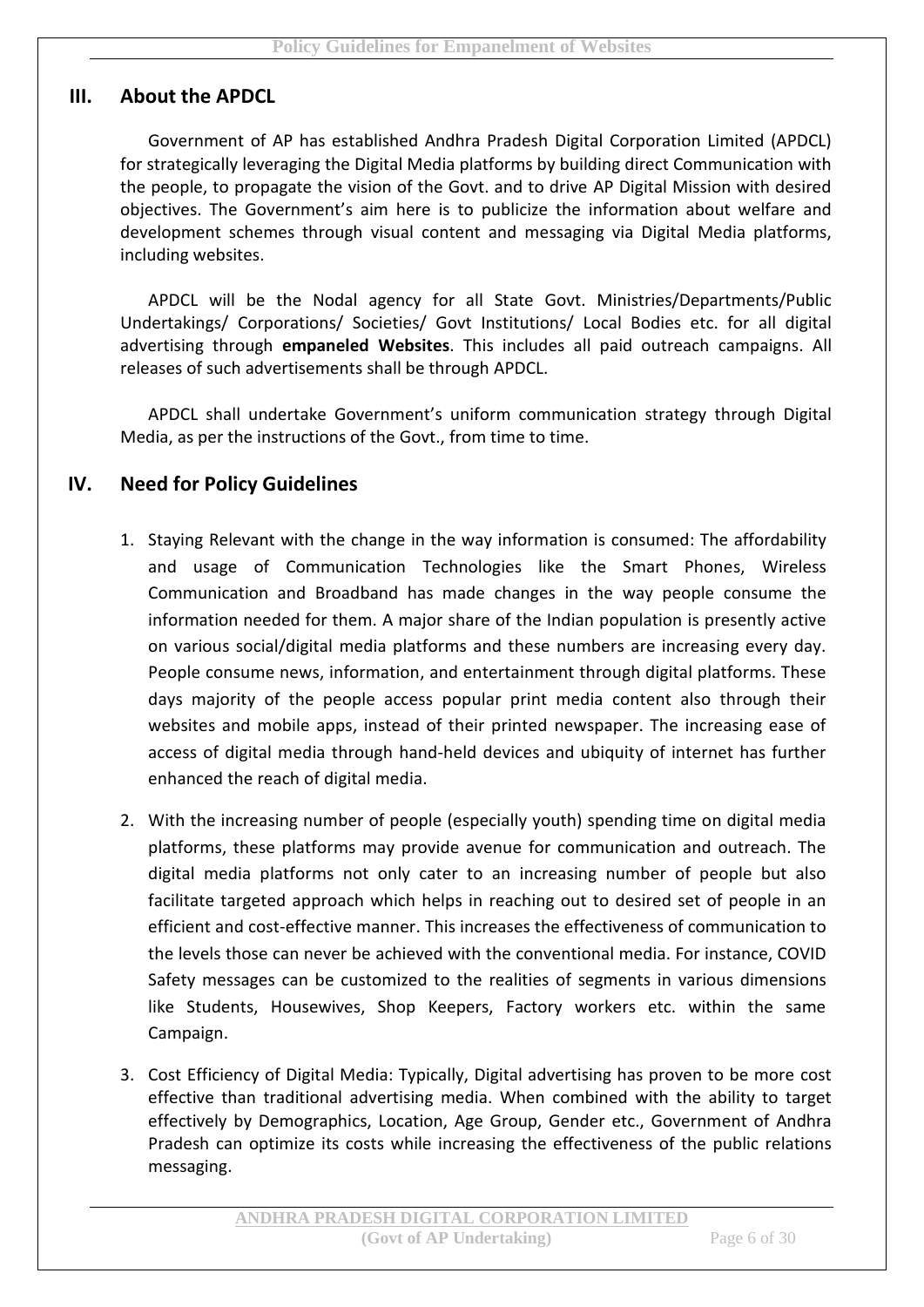## III. About the APDCL

Government of AP has established Andhra Pradesh Digital Corporation Limited (APDCL) for strategically leveraging the Digital Media platforms by building direct Communication with the people, to propagate the vision of the Govt. and to drive AP Digital Mission with desired objectives. The Government's aim here is to publicize the information about welfare and development schemes through visual content and messaging via Digital Media platforms, including websites.

APDCL will be the Nodal agency for all State Govt. Ministries/Departments/Public Undertakings/ Corporations/ Societies/ Govt Institutions/ Local Bodies etc. for all digital advertising through **empaneled Websites**. This includes all paid outreach campaigns. All releases of such advertisements shall be through APDCL.

APDCL shall undertake Government's uniform communication strategy through Digital Media, as per the instructions of the Govt., from time to time.

## IV. Need for Policy Guidelines

1. Staying Relevant with the change in the way information is consumed: The affordability and usage of Communication Technologies like the Smart Phones, Wireless Communication and Broadband has made changes in the way people consume the information needed for them. A major share of the Indian population is presently active on various social/digital media platforms and these numbers are increasing every day. People consume news, information, and entertainment through digital platforms. These days majority of the people access popular print media content also through their websites and mobile apps, instead of their printed newspaper. The increasing ease of access of digital media through hand-held devices and ubiquity of internet has further enhanced the reach of digital media.

2. With the increasing number of people (especially youth) spending time on digital media platforms, these platforms may provide avenue for communication and outreach. The digital media platforms not only cater to an increasing number of people but also facilitate targeted approach which helps in reaching out to desired set of people in an efficient and cost-effective manner. This increases the effectiveness of communication to the levels those can never be achieved with the conventional media. For instance, COVID Safety messages can be customized to the realities of segments in various dimensions like Students, Housewives, Shop Keepers, Factory workers etc. within the same Campaign.

3. Cost Efficiency of Digital Media: Typically, Digital advertising has proven to be more cost effective than traditional advertising media. When combined with the ability to target effectively by Demographics, Location, Age Group, Gender etc., Government of Andhra Pradesh can optimize its costs while increasing the effectiveness of the public relations messaging.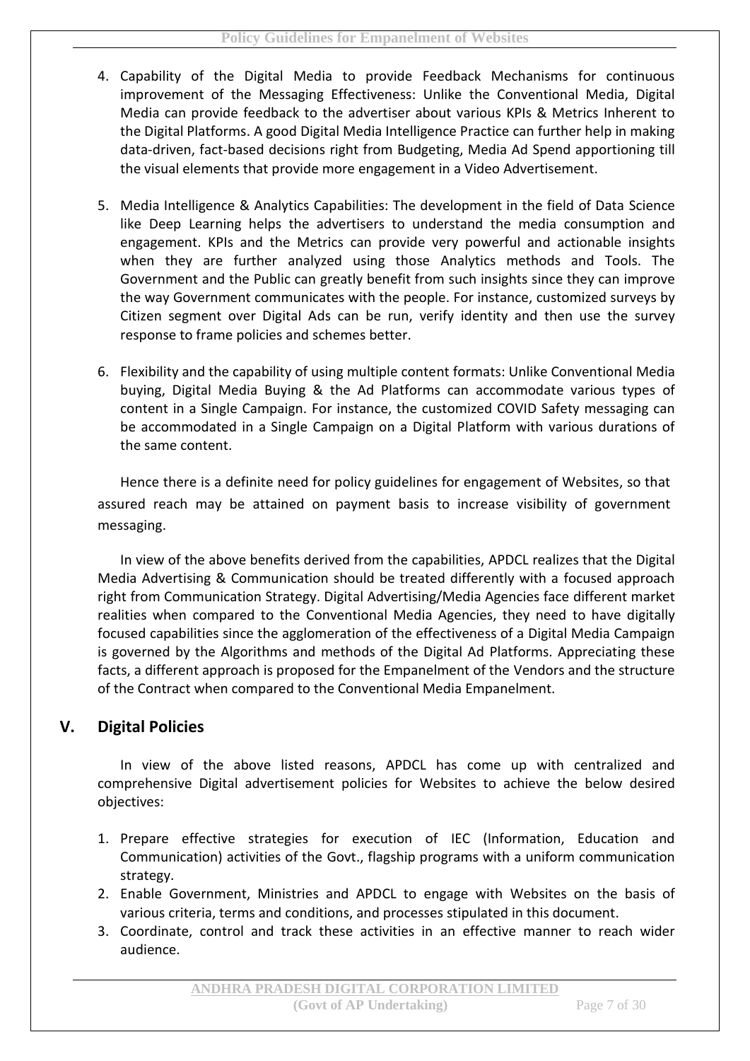4. Capability of the Digital Media to provide Feedback Mechanisms for continuous improvement of the Messaging Effectiveness: Unlike the Conventional Media, Digital Media can provide feedback to the advertiser about various KPIs & Metrics Inherent to the Digital Platforms. A good Digital Media Intelligence Practice can further help in making data-driven, fact-based decisions right from Budgeting, Media Ad Spend apportioning till the visual elements that provide more engagement in a Video Advertisement.

5. Media Intelligence & Analytics Capabilities: The development in the field of Data Science like Deep Learning helps the advertisers to understand the media consumption and engagement. KPIs and the Metrics can provide very powerful and actionable insights when they are further analyzed using those Analytics methods and Tools. The Government and the Public can greatly benefit from such insights since they can improve the way Government communicates with the people. For instance, customized surveys by Citizen segment over Digital Ads can be run, verify identity and then use the survey response to frame policies and schemes better.

6. Flexibility and the capability of using multiple content formats: Unlike Conventional Media buying, Digital Media Buying & the Ad Platforms can accommodate various types of content in a Single Campaign. For instance, the customized COVID Safety messaging can be accommodated in a Single Campaign on a Digital Platform with various durations of the same content.

Hence there is a definite need for policy guidelines for engagement of Websites, so that assured reach may be attained on payment basis to increase visibility of government messaging.

In view of the above benefits derived from the capabilities, APDCL realizes that the Digital Media Advertising & Communication should be treated differently with a focused approach right from Communication Strategy. Digital Advertising/Media Agencies face different market realities when compared to the Conventional Media Agencies, they need to have digitally focused capabilities since the agglomeration of the effectiveness of a Digital Media Campaign is governed by the Algorithms and methods of the Digital Ad Platforms. Appreciating these facts, a different approach is proposed for the Empanelment of the Vendors and the structure of the Contract when compared to the Conventional Media Empanelment.

## V. Digital Policies

In view of the above listed reasons, APDCL has come up with centralized and comprehensive Digital advertisement policies for Websites to achieve the below desired objectives:

1. Prepare effective strategies for execution of IEC (Information, Education and Communication) activities of the Govt., flagship programs with a uniform communication strategy.
2. Enable Government, Ministries and APDCL to engage with Websites on the basis of various criteria, terms and conditions, and processes stipulated in this document.
3. Coordinate, control and track these activities in an effective manner to reach wider audience.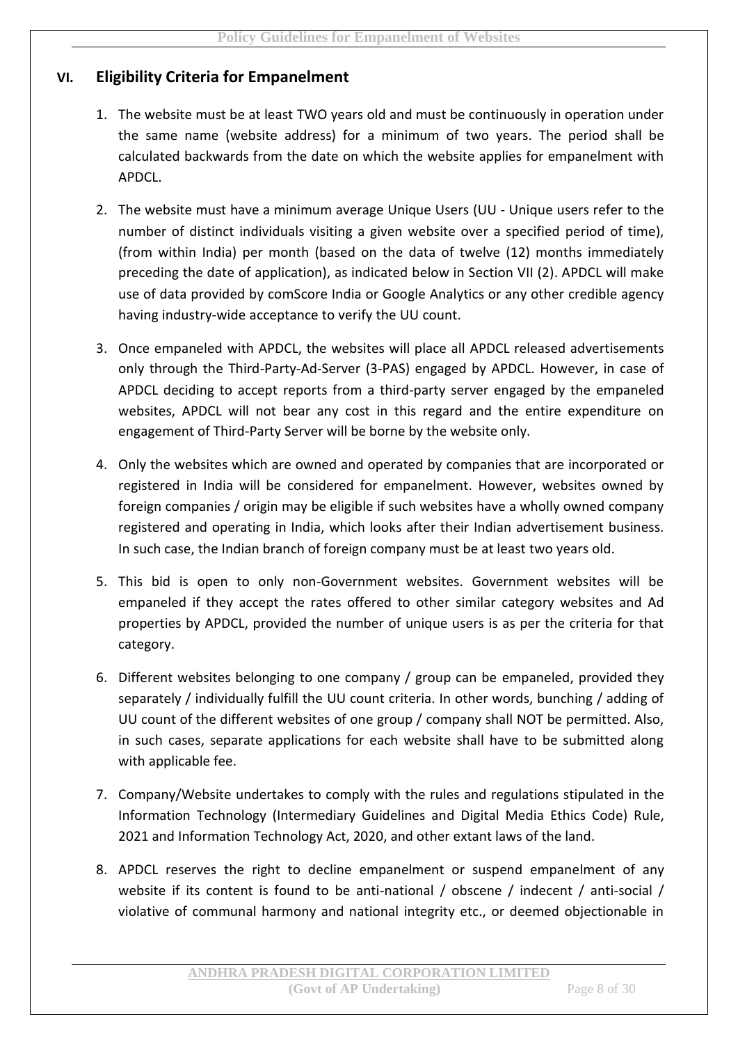## VI. Eligibility Criteria for Empanelment

1. The website must be at least TWO years old and must be continuously in operation under the same name (website address) for a minimum of two years. The period shall be calculated backwards from the date on which the website applies for empanelment with APDCL.

2. The website must have a minimum average Unique Users (UU - Unique users refer to the number of distinct individuals visiting a given website over a specified period of time), (from within India) per month (based on the data of twelve (12) months immediately preceding the date of application), as indicated below in Section VII (2). APDCL will make use of data provided by comScore India or Google Analytics or any other credible agency having industry-wide acceptance to verify the UU count.

3. Once empaneled with APDCL, the websites will place all APDCL released advertisements only through the Third-Party-Ad-Server (3-PAS) engaged by APDCL. However, in case of APDCL deciding to accept reports from a third-party server engaged by the empaneled websites, APDCL will not bear any cost in this regard and the entire expenditure on engagement of Third-Party Server will be borne by the website only.

4. Only the websites which are owned and operated by companies that are incorporated or registered in India will be considered for empanelment. However, websites owned by foreign companies / origin may be eligible if such websites have a wholly owned company registered and operating in India, which looks after their Indian advertisement business. In such case, the Indian branch of foreign company must be at least two years old.

5. This bid is open to only non-Government websites. Government websites will be empaneled if they accept the rates offered to other similar category websites and Ad properties by APDCL, provided the number of unique users is as per the criteria for that category.

6. Different websites belonging to one company / group can be empaneled, provided they separately / individually fulfill the UU count criteria. In other words, bunching / adding of UU count of the different websites of one group / company shall NOT be permitted. Also, in such cases, separate applications for each website shall have to be submitted along with applicable fee.

7. Company/Website undertakes to comply with the rules and regulations stipulated in the Information Technology (Intermediary Guidelines and Digital Media Ethics Code) Rule, 2021 and Information Technology Act, 2020, and other extant laws of the land.

8. APDCL reserves the right to decline empanelment or suspend empanelment of any website if its content is found to be anti-national / obscene / indecent / anti-social / violative of communal harmony and national integrity etc., or deemed objectionable in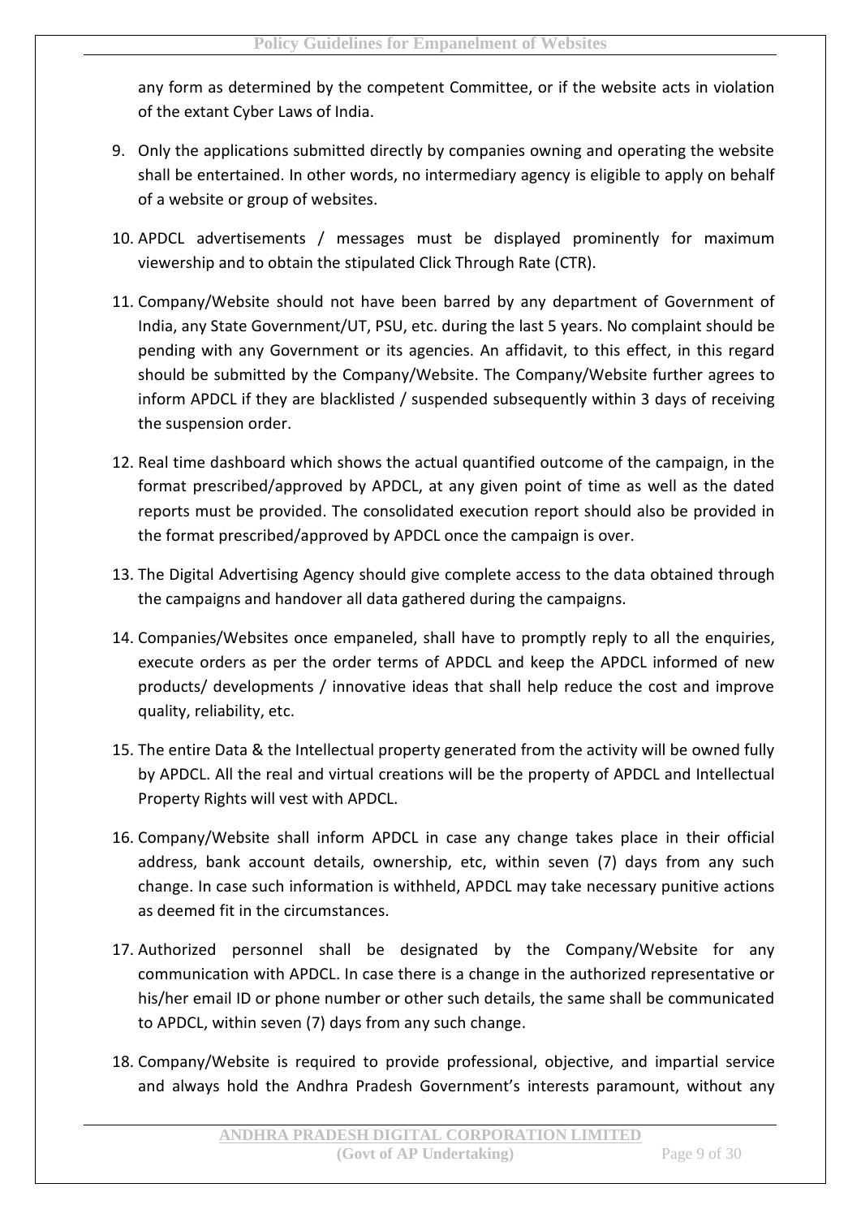any form as determined by the competent Committee, or if the website acts in violation of the extant Cyber Laws of India.

9. Only the applications submitted directly by companies owning and operating the website shall be entertained. In other words, no intermediary agency is eligible to apply on behalf of a website or group of websites.

10. APDCL advertisements / messages must be displayed prominently for maximum viewership and to obtain the stipulated Click Through Rate (CTR).

11. Company/Website should not have been barred by any department of Government of India, any State Government/UT, PSU, etc. during the last 5 years. No complaint should be pending with any Government or its agencies. An affidavit, to this effect, in this regard should be submitted by the Company/Website. The Company/Website further agrees to inform APDCL if they are blacklisted / suspended subsequently within 3 days of receiving the suspension order.

12. Real time dashboard which shows the actual quantified outcome of the campaign, in the format prescribed/approved by APDCL, at any given point of time as well as the dated reports must be provided. The consolidated execution report should also be provided in the format prescribed/approved by APDCL once the campaign is over.

13. The Digital Advertising Agency should give complete access to the data obtained through the campaigns and handover all data gathered during the campaigns.

14. Companies/Websites once empaneled, shall have to promptly reply to all the enquiries, execute orders as per the order terms of APDCL and keep the APDCL informed of new products/ developments / innovative ideas that shall help reduce the cost and improve quality, reliability, etc.

15. The entire Data & the Intellectual property generated from the activity will be owned fully by APDCL. All the real and virtual creations will be the property of APDCL and Intellectual Property Rights will vest with APDCL.

16. Company/Website shall inform APDCL in case any change takes place in their official address, bank account details, ownership, etc, within seven (7) days from any such change. In case such information is withheld, APDCL may take necessary punitive actions as deemed fit in the circumstances.

17. Authorized personnel shall be designated by the Company/Website for any communication with APDCL. In case there is a change in the authorized representative or his/her email ID or phone number or other such details, the same shall be communicated to APDCL, within seven (7) days from any such change.

18. Company/Website is required to provide professional, objective, and impartial service and always hold the Andhra Pradesh Government's interests paramount, without any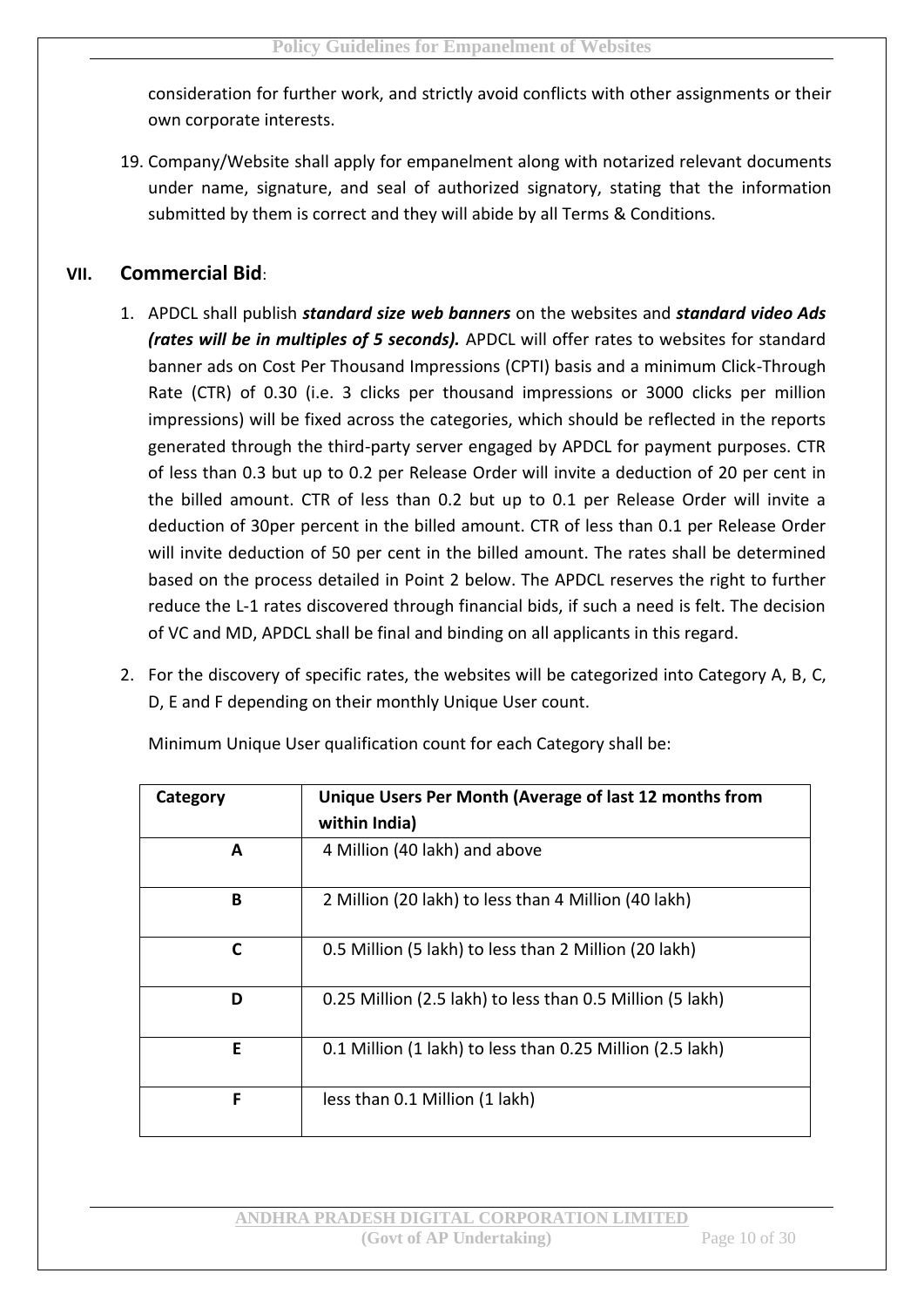consideration for further work, and strictly avoid conflicts with other assignments or their own corporate interests.

19. Company/Website shall apply for empanelment along with notarized relevant documents under name, signature, and seal of authorized signatory, stating that the information submitted by them is correct and they will abide by all Terms & Conditions.

## VII. Commercial Bid:

1. APDCL shall publish ***standard size web banners*** on the websites and ***standard video Ads (rates will be in multiples of 5 seconds).*** APDCL will offer rates to websites for standard banner ads on Cost Per Thousand Impressions (CPTI) basis and a minimum Click-Through Rate (CTR) of 0.30 (i.e. 3 clicks per thousand impressions or 3000 clicks per million impressions) will be fixed across the categories, which should be reflected in the reports generated through the third-party server engaged by APDCL for payment purposes. CTR of less than 0.3 but up to 0.2 per Release Order will invite a deduction of 20 per cent in the billed amount. CTR of less than 0.2 but up to 0.1 per Release Order will invite a deduction of 30per percent in the billed amount. CTR of less than 0.1 per Release Order will invite deduction of 50 per cent in the billed amount. The rates shall be determined based on the process detailed in Point 2 below. The APDCL reserves the right to further reduce the L-1 rates discovered through financial bids, if such a need is felt. The decision of VC and MD, APDCL shall be final and binding on all applicants in this regard.

2. For the discovery of specific rates, the websites will be categorized into Category A, B, C, D, E and F depending on their monthly Unique User count.

   Minimum Unique User qualification count for each Category shall be:

| Category | Unique Users Per Month (Average of last 12 months from within India) |
|---|---|
| A | 4 Million (40 lakh) and above |
| B | 2 Million (20 lakh) to less than 4 Million (40 lakh) |
| C | 0.5 Million (5 lakh) to less than 2 Million (20 lakh) |
| D | 0.25 Million (2.5 lakh) to less than 0.5 Million (5 lakh) |
| E | 0.1 Million (1 lakh) to less than 0.25 Million (2.5 lakh) |
| F | less than 0.1 Million (1 lakh) |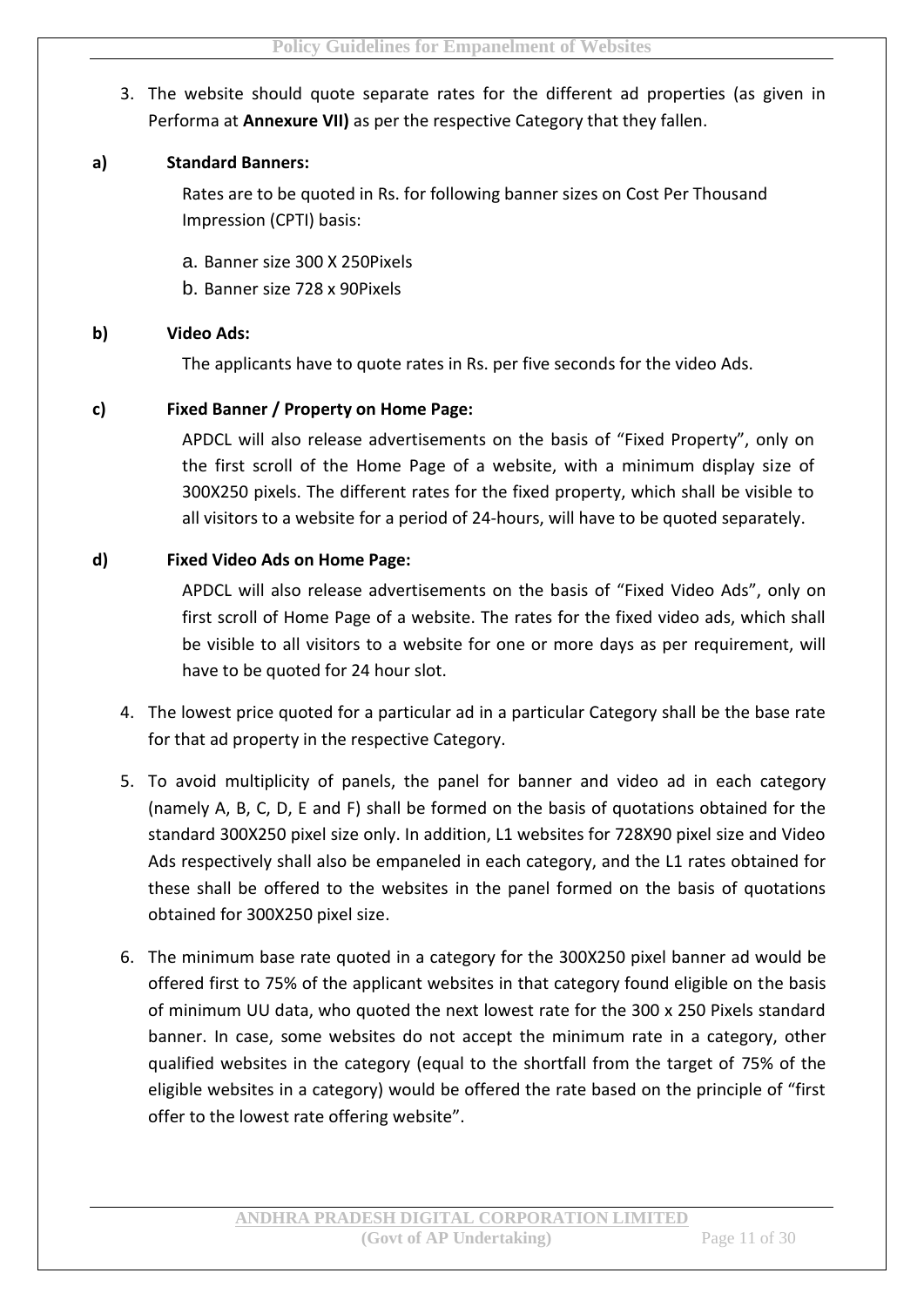3. The website should quote separate rates for the different ad properties (as given in Performa at **Annexure VII)** as per the respective Category that they fallen.

**a) Standard Banners:**

Rates are to be quoted in Rs. for following banner sizes on Cost Per Thousand Impression (CPTI) basis:

a. Banner size 300 X 250Pixels
b. Banner size 728 x 90Pixels

**b) Video Ads:**

The applicants have to quote rates in Rs. per five seconds for the video Ads.

**c) Fixed Banner / Property on Home Page:**

APDCL will also release advertisements on the basis of "Fixed Property", only on the first scroll of the Home Page of a website, with a minimum display size of 300X250 pixels. The different rates for the fixed property, which shall be visible to all visitors to a website for a period of 24-hours, will have to be quoted separately.

**d) Fixed Video Ads on Home Page:**

APDCL will also release advertisements on the basis of "Fixed Video Ads", only on first scroll of Home Page of a website. The rates for the fixed video ads, which shall be visible to all visitors to a website for one or more days as per requirement, will have to be quoted for 24 hour slot.

4. The lowest price quoted for a particular ad in a particular Category shall be the base rate for that ad property in the respective Category.

5. To avoid multiplicity of panels, the panel for banner and video ad in each category (namely A, B, C, D, E and F) shall be formed on the basis of quotations obtained for the standard 300X250 pixel size only. In addition, L1 websites for 728X90 pixel size and Video Ads respectively shall also be empaneled in each category, and the L1 rates obtained for these shall be offered to the websites in the panel formed on the basis of quotations obtained for 300X250 pixel size.

6. The minimum base rate quoted in a category for the 300X250 pixel banner ad would be offered first to 75% of the applicant websites in that category found eligible on the basis of minimum UU data, who quoted the next lowest rate for the 300 x 250 Pixels standard banner. In case, some websites do not accept the minimum rate in a category, other qualified websites in the category (equal to the shortfall from the target of 75% of the eligible websites in a category) would be offered the rate based on the principle of "first offer to the lowest rate offering website".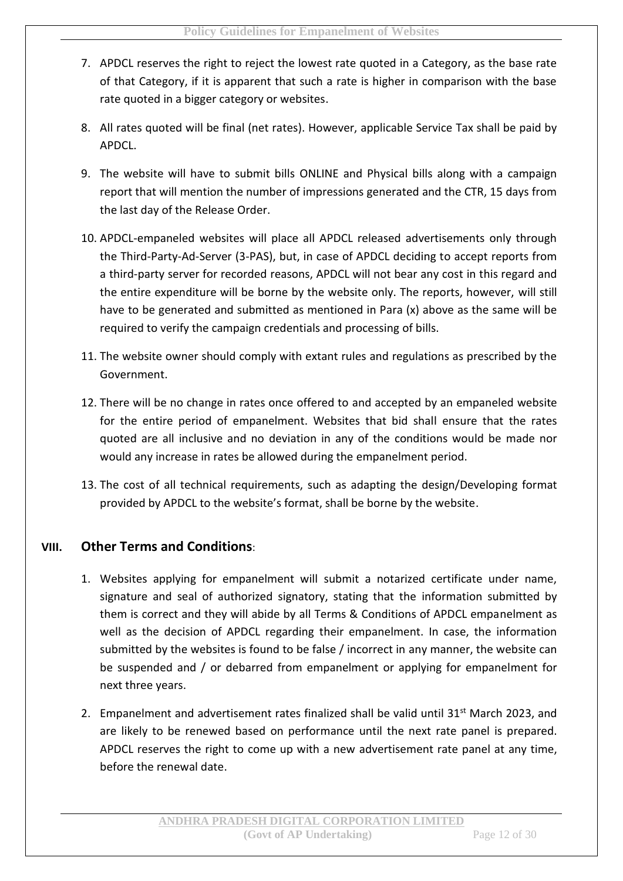7. APDCL reserves the right to reject the lowest rate quoted in a Category, as the base rate of that Category, if it is apparent that such a rate is higher in comparison with the base rate quoted in a bigger category or websites.

8. All rates quoted will be final (net rates). However, applicable Service Tax shall be paid by APDCL.

9. The website will have to submit bills ONLINE and Physical bills along with a campaign report that will mention the number of impressions generated and the CTR, 15 days from the last day of the Release Order.

10. APDCL-empaneled websites will place all APDCL released advertisements only through the Third-Party-Ad-Server (3-PAS), but, in case of APDCL deciding to accept reports from a third-party server for recorded reasons, APDCL will not bear any cost in this regard and the entire expenditure will be borne by the website only. The reports, however, will still have to be generated and submitted as mentioned in Para (x) above as the same will be required to verify the campaign credentials and processing of bills.

11. The website owner should comply with extant rules and regulations as prescribed by the Government.

12. There will be no change in rates once offered to and accepted by an empaneled website for the entire period of empanelment. Websites that bid shall ensure that the rates quoted are all inclusive and no deviation in any of the conditions would be made nor would any increase in rates be allowed during the empanelment period.

13. The cost of all technical requirements, such as adapting the design/Developing format provided by APDCL to the website's format, shall be borne by the website.

## VIII. Other Terms and Conditions:

1. Websites applying for empanelment will submit a notarized certificate under name, signature and seal of authorized signatory, stating that the information submitted by them is correct and they will abide by all Terms & Conditions of APDCL empanelment as well as the decision of APDCL regarding their empanelment. In case, the information submitted by the websites is found to be false / incorrect in any manner, the website can be suspended and / or debarred from empanelment or applying for empanelment for next three years.

2. Empanelment and advertisement rates finalized shall be valid until 31st March 2023, and are likely to be renewed based on performance until the next rate panel is prepared. APDCL reserves the right to come up with a new advertisement rate panel at any time, before the renewal date.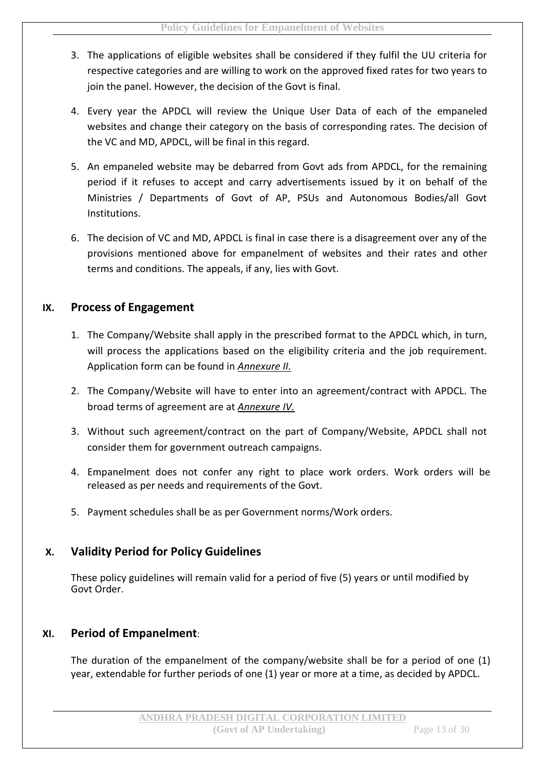3. The applications of eligible websites shall be considered if they fulfil the UU criteria for respective categories and are willing to work on the approved fixed rates for two years to join the panel. However, the decision of the Govt is final.

4. Every year the APDCL will review the Unique User Data of each of the empaneled websites and change their category on the basis of corresponding rates. The decision of the VC and MD, APDCL, will be final in this regard.

5. An empaneled website may be debarred from Govt ads from APDCL, for the remaining period if it refuses to accept and carry advertisements issued by it on behalf of the Ministries / Departments of Govt of AP, PSUs and Autonomous Bodies/all Govt Institutions.

6. The decision of VC and MD, APDCL is final in case there is a disagreement over any of the provisions mentioned above for empanelment of websites and their rates and other terms and conditions. The appeals, if any, lies with Govt.

## IX. Process of Engagement

1. The Company/Website shall apply in the prescribed format to the APDCL which, in turn, will process the applications based on the eligibility criteria and the job requirement. Application form can be found in ***Annexure II.***

2. The Company/Website will have to enter into an agreement/contract with APDCL. The broad terms of agreement are at ***Annexure IV.***

3. Without such agreement/contract on the part of Company/Website, APDCL shall not consider them for government outreach campaigns.

4. Empanelment does not confer any right to place work orders. Work orders will be released as per needs and requirements of the Govt.

5. Payment schedules shall be as per Government norms/Work orders.

## X. Validity Period for Policy Guidelines

These policy guidelines will remain valid for a period of five (5) years or until modified by Govt Order.

## XI. Period of Empanelment:

The duration of the empanelment of the company/website shall be for a period of one (1) year, extendable for further periods of one (1) year or more at a time, as decided by APDCL.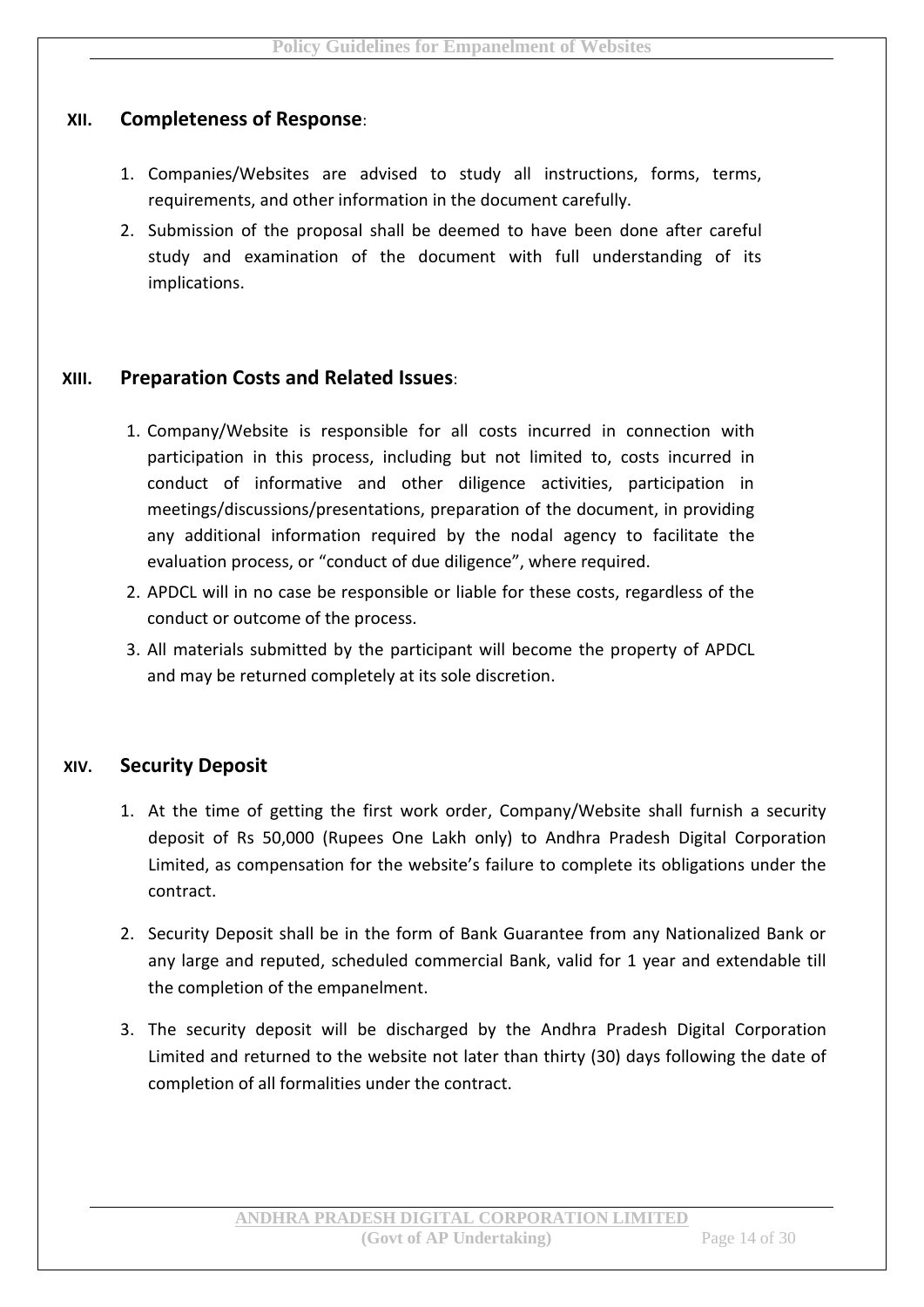## XII. Completeness of Response:

1. Companies/Websites are advised to study all instructions, forms, terms, requirements, and other information in the document carefully.
2. Submission of the proposal shall be deemed to have been done after careful study and examination of the document with full understanding of its implications.

## XIII. Preparation Costs and Related Issues:

1. Company/Website is responsible for all costs incurred in connection with participation in this process, including but not limited to, costs incurred in conduct of informative and other diligence activities, participation in meetings/discussions/presentations, preparation of the document, in providing any additional information required by the nodal agency to facilitate the evaluation process, or "conduct of due diligence", where required.
2. APDCL will in no case be responsible or liable for these costs, regardless of the conduct or outcome of the process.
3. All materials submitted by the participant will become the property of APDCL and may be returned completely at its sole discretion.

## XIV. Security Deposit

1. At the time of getting the first work order, Company/Website shall furnish a security deposit of Rs 50,000 (Rupees One Lakh only) to Andhra Pradesh Digital Corporation Limited, as compensation for the website's failure to complete its obligations under the contract.
2. Security Deposit shall be in the form of Bank Guarantee from any Nationalized Bank or any large and reputed, scheduled commercial Bank, valid for 1 year and extendable till the completion of the empanelment.
3. The security deposit will be discharged by the Andhra Pradesh Digital Corporation Limited and returned to the website not later than thirty (30) days following the date of completion of all formalities under the contract.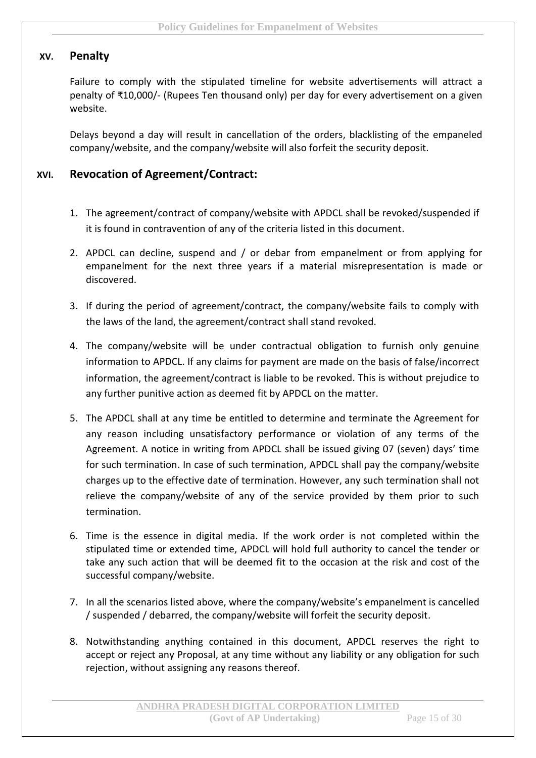## XV. Penalty

Failure to comply with the stipulated timeline for website advertisements will attract a penalty of ₹10,000/- (Rupees Ten thousand only) per day for every advertisement on a given website.

Delays beyond a day will result in cancellation of the orders, blacklisting of the empaneled company/website, and the company/website will also forfeit the security deposit.

## XVI. Revocation of Agreement/Contract:

1. The agreement/contract of company/website with APDCL shall be revoked/suspended if it is found in contravention of any of the criteria listed in this document.
2. APDCL can decline, suspend and / or debar from empanelment or from applying for empanelment for the next three years if a material misrepresentation is made or discovered.
3. If during the period of agreement/contract, the company/website fails to comply with the laws of the land, the agreement/contract shall stand revoked.
4. The company/website will be under contractual obligation to furnish only genuine information to APDCL. If any claims for payment are made on the basis of false/incorrect information, the agreement/contract is liable to be revoked. This is without prejudice to any further punitive action as deemed fit by APDCL on the matter.
5. The APDCL shall at any time be entitled to determine and terminate the Agreement for any reason including unsatisfactory performance or violation of any terms of the Agreement. A notice in writing from APDCL shall be issued giving 07 (seven) days' time for such termination. In case of such termination, APDCL shall pay the company/website charges up to the effective date of termination. However, any such termination shall not relieve the company/website of any of the service provided by them prior to such termination.
6. Time is the essence in digital media. If the work order is not completed within the stipulated time or extended time, APDCL will hold full authority to cancel the tender or take any such action that will be deemed fit to the occasion at the risk and cost of the successful company/website.
7. In all the scenarios listed above, where the company/website's empanelment is cancelled / suspended / debarred, the company/website will forfeit the security deposit.
8. Notwithstanding anything contained in this document, APDCL reserves the right to accept or reject any Proposal, at any time without any liability or any obligation for such rejection, without assigning any reasons thereof.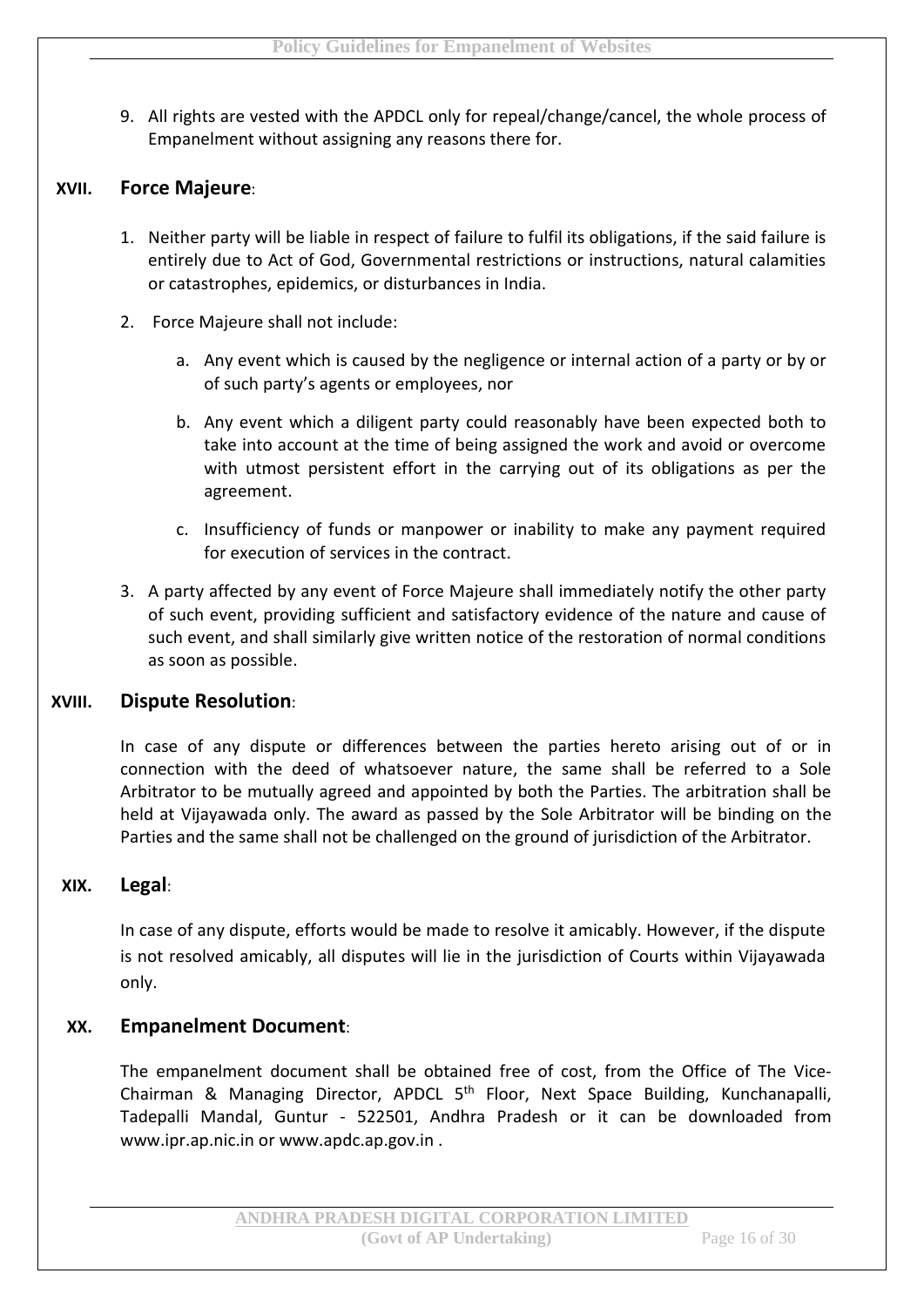9. All rights are vested with the APDCL only for repeal/change/cancel, the whole process of Empanelment without assigning any reasons there for.

## XVII. Force Majeure:

1. Neither party will be liable in respect of failure to fulfil its obligations, if the said failure is entirely due to Act of God, Governmental restrictions or instructions, natural calamities or catastrophes, epidemics, or disturbances in India.

2. Force Majeure shall not include:

   a. Any event which is caused by the negligence or internal action of a party or by or of such party's agents or employees, nor

   b. Any event which a diligent party could reasonably have been expected both to take into account at the time of being assigned the work and avoid or overcome with utmost persistent effort in the carrying out of its obligations as per the agreement.

   c. Insufficiency of funds or manpower or inability to make any payment required for execution of services in the contract.

3. A party affected by any event of Force Majeure shall immediately notify the other party of such event, providing sufficient and satisfactory evidence of the nature and cause of such event, and shall similarly give written notice of the restoration of normal conditions as soon as possible.

## XVIII. Dispute Resolution:

In case of any dispute or differences between the parties hereto arising out of or in connection with the deed of whatsoever nature, the same shall be referred to a Sole Arbitrator to be mutually agreed and appointed by both the Parties. The arbitration shall be held at Vijayawada only. The award as passed by the Sole Arbitrator will be binding on the Parties and the same shall not be challenged on the ground of jurisdiction of the Arbitrator.

## XIX. Legal:

In case of any dispute, efforts would be made to resolve it amicably. However, if the dispute is not resolved amicably, all disputes will lie in the jurisdiction of Courts within Vijayawada only.

## XX. Empanelment Document:

The empanelment document shall be obtained free of cost, from the Office of The Vice-Chairman & Managing Director, APDCL 5th Floor, Next Space Building, Kunchanapalli, Tadepalli Mandal, Guntur - 522501, Andhra Pradesh or it can be downloaded from www.ipr.ap.nic.in or www.apdc.ap.gov.in .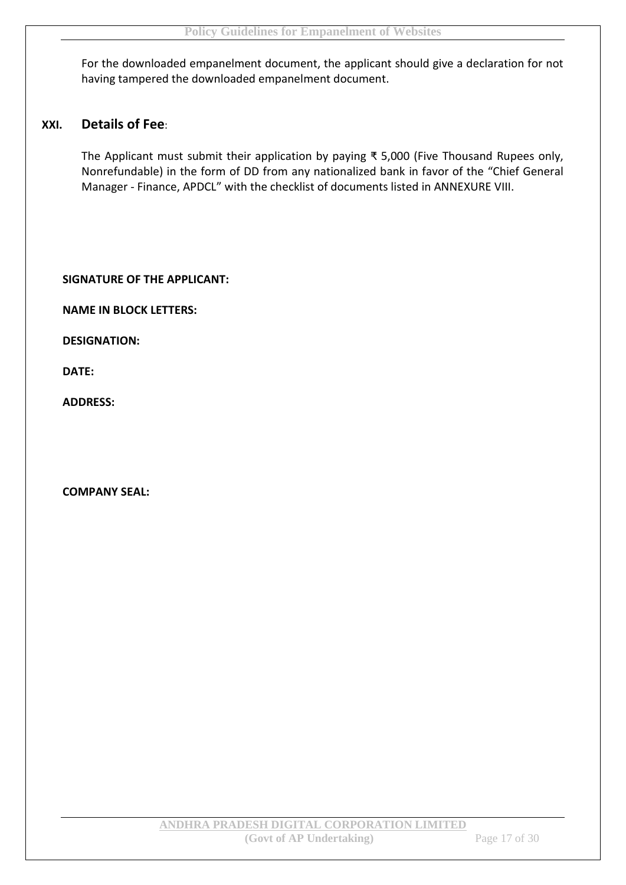For the downloaded empanelment document, the applicant should give a declaration for not having tampered the downloaded empanelment document.

## XXI. Details of Fee:

The Applicant must submit their application by paying ₹ 5,000 (Five Thousand Rupees only, Nonrefundable) in the form of DD from any nationalized bank in favor of the "Chief General Manager - Finance, APDCL" with the checklist of documents listed in ANNEXURE VIII.

**SIGNATURE OF THE APPLICANT:**

**NAME IN BLOCK LETTERS:**

**DESIGNATION:**

**DATE:**

**ADDRESS:**

**COMPANY SEAL:**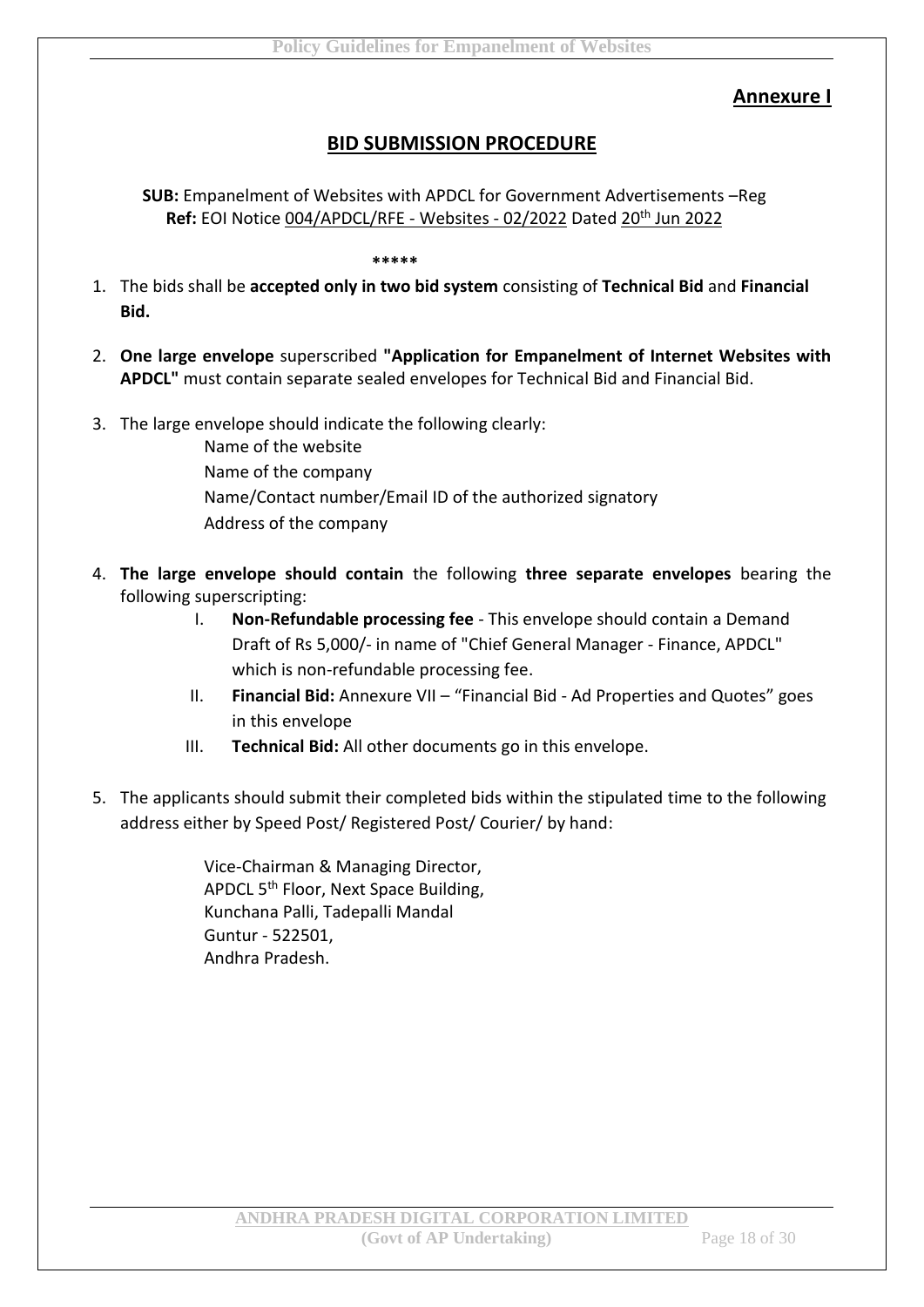**Annexure I**

## BID SUBMISSION PROCEDURE

**SUB:** Empanelment of Websites with APDCL for Government Advertisements –Reg
**Ref:** EOI Notice 004/APDCL/RFE - Websites - 02/2022 Dated 20th Jun 2022

*****

1. The bids shall be **accepted only in two bid system** consisting of **Technical Bid** and **Financial Bid.**

2. **One large envelope** superscribed **"Application for Empanelment of Internet Websites with APDCL"** must contain separate sealed envelopes for Technical Bid and Financial Bid.

3. The large envelope should indicate the following clearly:
   Name of the website
   Name of the company
   Name/Contact number/Email ID of the authorized signatory
   Address of the company

4. **The large envelope should contain** the following **three separate envelopes** bearing the following superscripting:
   I. **Non-Refundable processing fee** - This envelope should contain a Demand Draft of Rs 5,000/- in name of "Chief General Manager - Finance, APDCL" which is non-refundable processing fee.
   II. **Financial Bid:** Annexure VII – "Financial Bid - Ad Properties and Quotes" goes in this envelope
   III. **Technical Bid:** All other documents go in this envelope.

5. The applicants should submit their completed bids within the stipulated time to the following address either by Speed Post/ Registered Post/ Courier/ by hand:

   Vice-Chairman & Managing Director,
   APDCL 5th Floor, Next Space Building,
   Kunchana Palli, Tadepalli Mandal
   Guntur - 522501,
   Andhra Pradesh.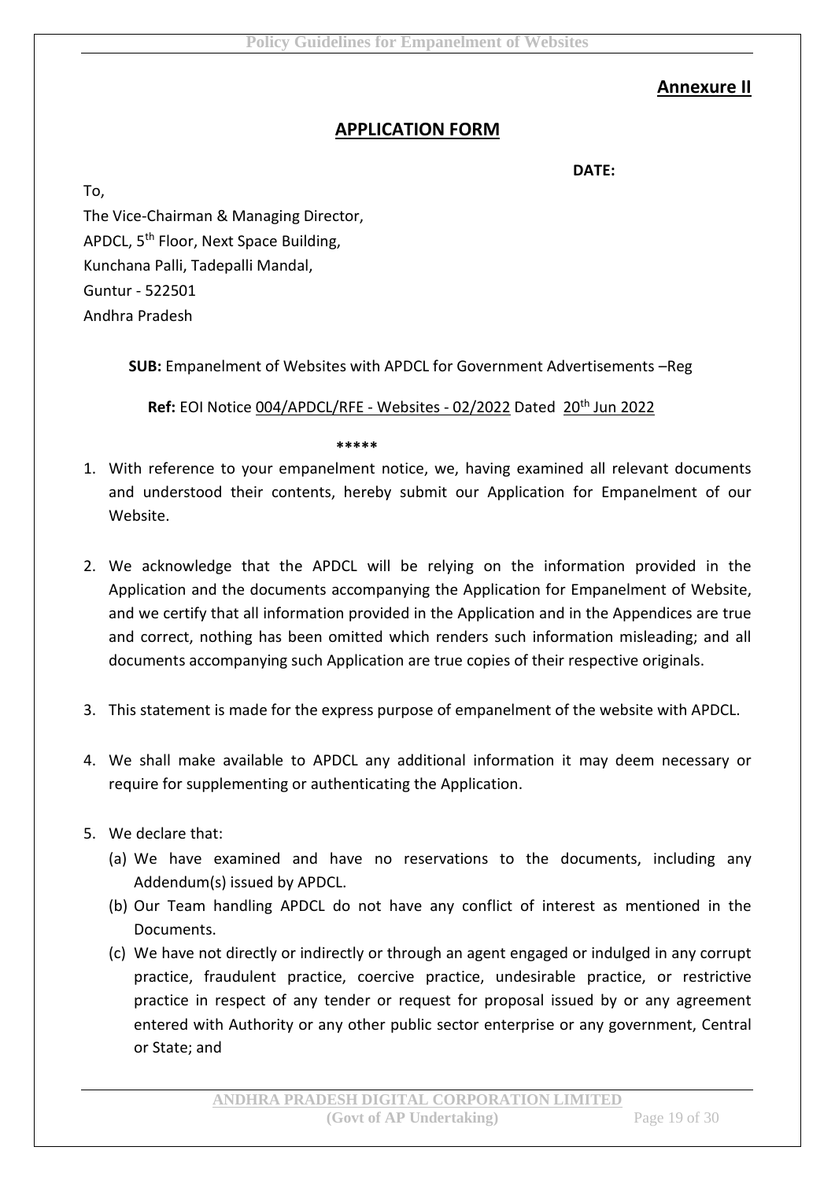**Annexure II**

## APPLICATION FORM

**DATE:**

To,

The Vice-Chairman & Managing Director,
APDCL, 5th Floor, Next Space Building,
Kunchana Palli, Tadepalli Mandal,
Guntur - 522501
Andhra Pradesh

**SUB:** Empanelment of Websites with APDCL for Government Advertisements –Reg

**Ref:** EOI Notice 004/APDCL/RFE - Websites - 02/2022 Dated 20th Jun 2022

*****

1. With reference to your empanelment notice, we, having examined all relevant documents and understood their contents, hereby submit our Application for Empanelment of our Website.

2. We acknowledge that the APDCL will be relying on the information provided in the Application and the documents accompanying the Application for Empanelment of Website, and we certify that all information provided in the Application and in the Appendices are true and correct, nothing has been omitted which renders such information misleading; and all documents accompanying such Application are true copies of their respective originals.

3. This statement is made for the express purpose of empanelment of the website with APDCL.

4. We shall make available to APDCL any additional information it may deem necessary or require for supplementing or authenticating the Application.

5. We declare that:
   (a) We have examined and have no reservations to the documents, including any Addendum(s) issued by APDCL.
   (b) Our Team handling APDCL do not have any conflict of interest as mentioned in the Documents.
   (c) We have not directly or indirectly or through an agent engaged or indulged in any corrupt practice, fraudulent practice, coercive practice, undesirable practice, or restrictive practice in respect of any tender or request for proposal issued by or any agreement entered with Authority or any other public sector enterprise or any government, Central or State; and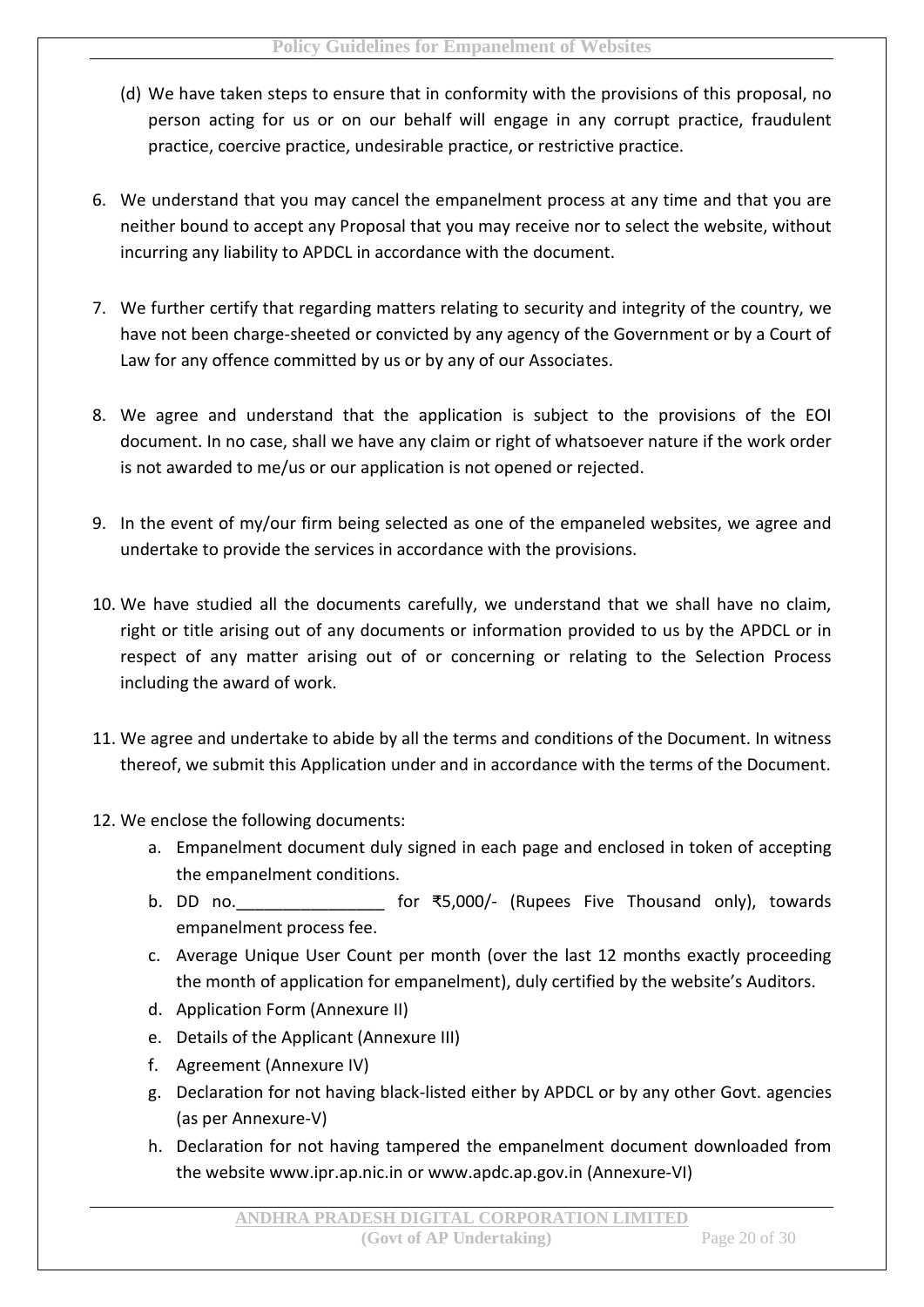(d) We have taken steps to ensure that in conformity with the provisions of this proposal, no person acting for us or on our behalf will engage in any corrupt practice, fraudulent practice, coercive practice, undesirable practice, or restrictive practice.

6. We understand that you may cancel the empanelment process at any time and that you are neither bound to accept any Proposal that you may receive nor to select the website, without incurring any liability to APDCL in accordance with the document.

7. We further certify that regarding matters relating to security and integrity of the country, we have not been charge-sheeted or convicted by any agency of the Government or by a Court of Law for any offence committed by us or by any of our Associates.

8. We agree and understand that the application is subject to the provisions of the EOI document. In no case, shall we have any claim or right of whatsoever nature if the work order is not awarded to me/us or our application is not opened or rejected.

9. In the event of my/our firm being selected as one of the empaneled websites, we agree and undertake to provide the services in accordance with the provisions.

10. We have studied all the documents carefully, we understand that we shall have no claim, right or title arising out of any documents or information provided to us by the APDCL or in respect of any matter arising out of or concerning or relating to the Selection Process including the award of work.

11. We agree and undertake to abide by all the terms and conditions of the Document. In witness thereof, we submit this Application under and in accordance with the terms of the Document.

12. We enclose the following documents:
    a. Empanelment document duly signed in each page and enclosed in token of accepting the empanelment conditions.
    b. DD no.________________ for ₹5,000/- (Rupees Five Thousand only), towards empanelment process fee.
    c. Average Unique User Count per month (over the last 12 months exactly proceeding the month of application for empanelment), duly certified by the website's Auditors.
    d. Application Form (Annexure II)
    e. Details of the Applicant (Annexure III)
    f. Agreement (Annexure IV)
    g. Declaration for not having black-listed either by APDCL or by any other Govt. agencies (as per Annexure-V)
    h. Declaration for not having tampered the empanelment document downloaded from the website www.ipr.ap.nic.in or www.apdc.ap.gov.in (Annexure-VI)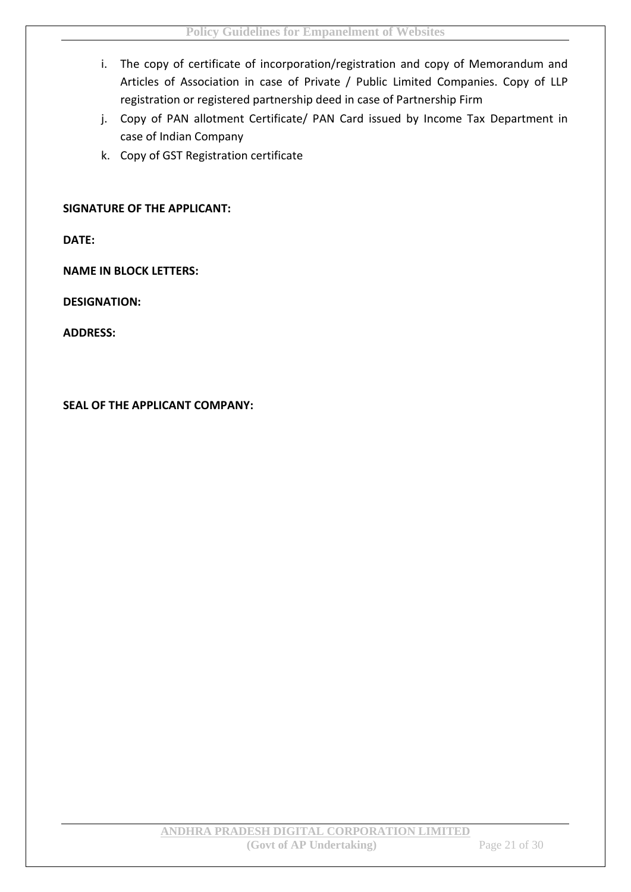i. The copy of certificate of incorporation/registration and copy of Memorandum and Articles of Association in case of Private / Public Limited Companies. Copy of LLP registration or registered partnership deed in case of Partnership Firm
j. Copy of PAN allotment Certificate/ PAN Card issued by Income Tax Department in case of Indian Company
k. Copy of GST Registration certificate

**SIGNATURE OF THE APPLICANT:**

**DATE:**

**NAME IN BLOCK LETTERS:**

**DESIGNATION:**

**ADDRESS:**

**SEAL OF THE APPLICANT COMPANY:**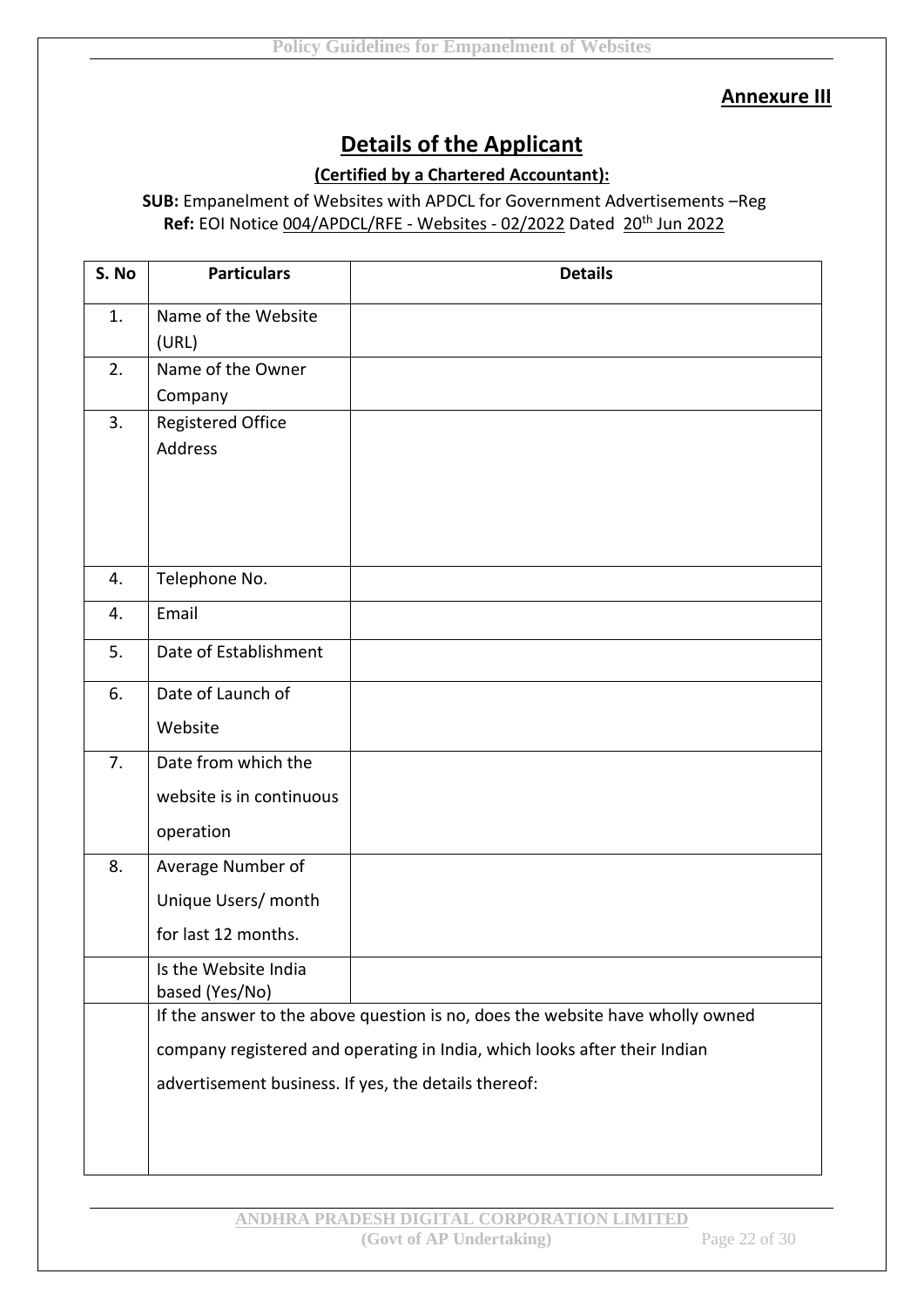**Annexure III**

# Details of the Applicant

**(Certified by a Chartered Accountant):**

**SUB:** Empanelment of Websites with APDCL for Government Advertisements –Reg
**Ref:** EOI Notice 004/APDCL/RFE - Websites - 02/2022 Dated 20th Jun 2022

| S. No | Particulars | Details |
|---|---|---|
| 1. | Name of the Website (URL) | |
| 2. | Name of the Owner Company | |
| 3. | Registered Office Address | |
| 4. | Telephone No. | |
| 4. | Email | |
| 5. | Date of Establishment | |
| 6. | Date of Launch of Website | |
| 7. | Date from which the website is in continuous operation | |
| 8. | Average Number of Unique Users/ month for last 12 months. | |
| | Is the Website India based (Yes/No) | |
| | If the answer to the above question is no, does the website have wholly owned company registered and operating in India, which looks after their Indian advertisement business. If yes, the details thereof: | |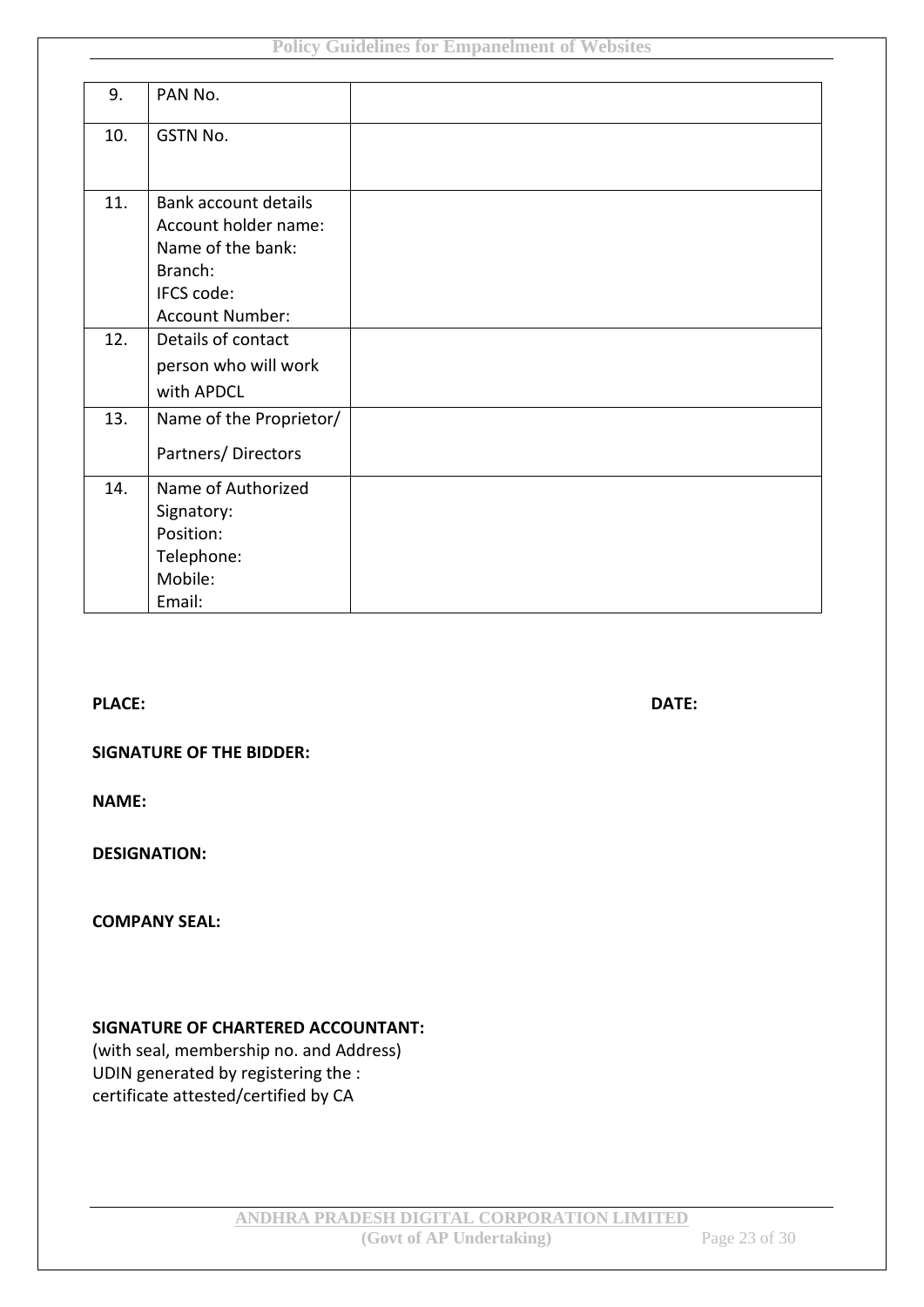| 9. | PAN No. | |
|---|---|---|
| 10. | GSTN No. | |
| 11. | Bank account details<br>Account holder name:<br>Name of the bank:<br>Branch:<br>IFCS code:<br>Account Number: | |
| 12. | Details of contact person who will work with APDCL | |
| 13. | Name of the Proprietor/ Partners/ Directors | |
| 14. | Name of Authorized Signatory:<br>Position:<br>Telephone:<br>Mobile:<br>Email: | |

**PLACE:** **DATE:**

**SIGNATURE OF THE BIDDER:**

**NAME:**

**DESIGNATION:**

**COMPANY SEAL:**

**SIGNATURE OF CHARTERED ACCOUNTANT:**
(with seal, membership no. and Address)
UDIN generated by registering the :
certificate attested/certified by CA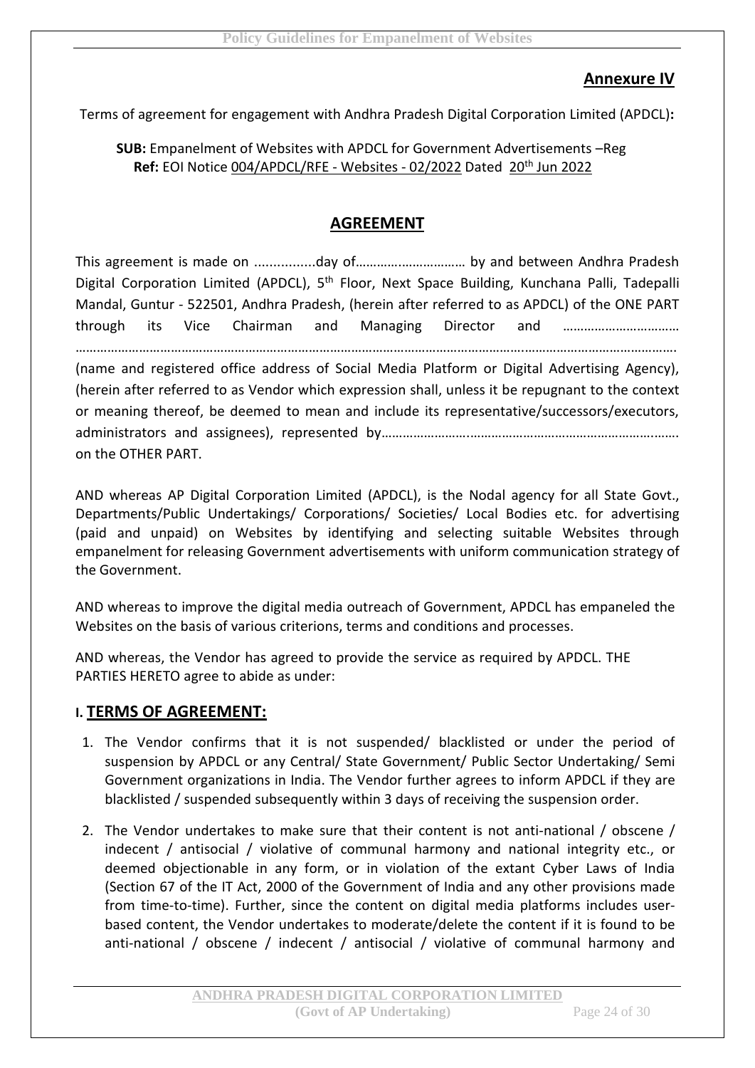## **Annexure IV**

Terms of agreement for engagement with Andhra Pradesh Digital Corporation Limited (APDCL)**:**

**SUB:** Empanelment of Websites with APDCL for Government Advertisements –Reg
**Ref:** EOI Notice 004/APDCL/RFE - Websites - 02/2022 Dated 20th Jun 2022

## **AGREEMENT**

This agreement is made on ................day of………….……………… by and between Andhra Pradesh Digital Corporation Limited (APDCL), 5th Floor, Next Space Building, Kunchana Palli, Tadepalli Mandal, Guntur - 522501, Andhra Pradesh, (herein after referred to as APDCL) of the ONE PART through its Vice Chairman and Managing Director and …………………………… ……………………………………………………………………………………………………………………………………………. (name and registered office address of Social Media Platform or Digital Advertising Agency), (herein after referred to as Vendor which expression shall, unless it be repugnant to the context or meaning thereof, be deemed to mean and include its representative/successors/executors, administrators and assignees), represented by…………………….……………………………………………. on the OTHER PART.

AND whereas AP Digital Corporation Limited (APDCL), is the Nodal agency for all State Govt., Departments/Public Undertakings/ Corporations/ Societies/ Local Bodies etc. for advertising (paid and unpaid) on Websites by identifying and selecting suitable Websites through empanelment for releasing Government advertisements with uniform communication strategy of the Government.

AND whereas to improve the digital media outreach of Government, APDCL has empaneled the Websites on the basis of various criterions, terms and conditions and processes.

AND whereas, the Vendor has agreed to provide the service as required by APDCL. THE PARTIES HERETO agree to abide as under:

## I. **TERMS OF AGREEMENT:**

1. The Vendor confirms that it is not suspended/ blacklisted or under the period of suspension by APDCL or any Central/ State Government/ Public Sector Undertaking/ Semi Government organizations in India. The Vendor further agrees to inform APDCL if they are blacklisted / suspended subsequently within 3 days of receiving the suspension order.
2. The Vendor undertakes to make sure that their content is not anti-national / obscene / indecent / antisocial / violative of communal harmony and national integrity etc., or deemed objectionable in any form, or in violation of the extant Cyber Laws of India (Section 67 of the IT Act, 2000 of the Government of India and any other provisions made from time-to-time). Further, since the content on digital media platforms includes user-based content, the Vendor undertakes to moderate/delete the content if it is found to be anti-national / obscene / indecent / antisocial / violative of communal harmony and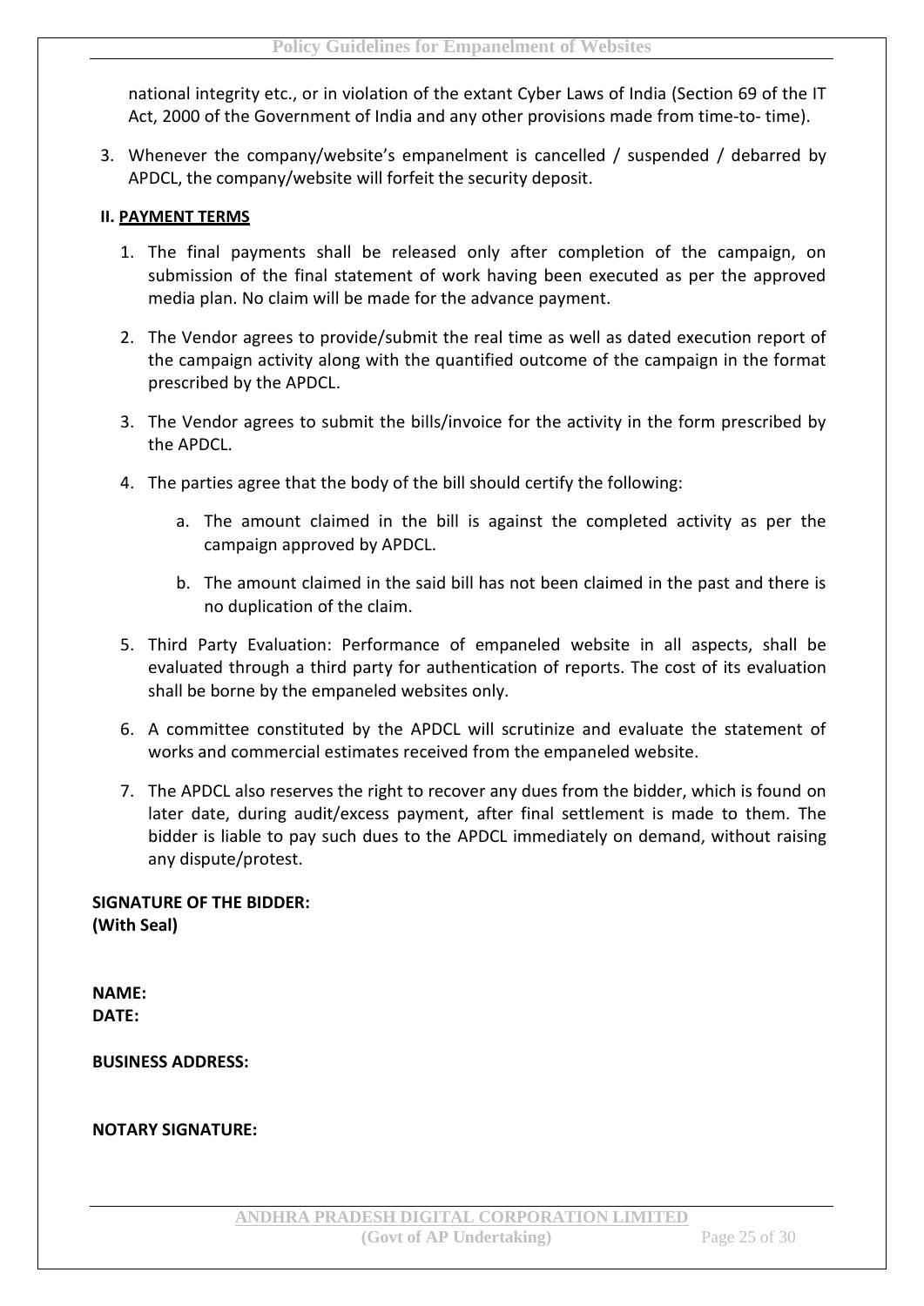national integrity etc., or in violation of the extant Cyber Laws of India (Section 69 of the IT Act, 2000 of the Government of India and any other provisions made from time-to- time).

3. Whenever the company/website's empanelment is cancelled / suspended / debarred by APDCL, the company/website will forfeit the security deposit.

**II. PAYMENT TERMS**

1. The final payments shall be released only after completion of the campaign, on submission of the final statement of work having been executed as per the approved media plan. No claim will be made for the advance payment.

2. The Vendor agrees to provide/submit the real time as well as dated execution report of the campaign activity along with the quantified outcome of the campaign in the format prescribed by the APDCL.

3. The Vendor agrees to submit the bills/invoice for the activity in the form prescribed by the APDCL.

4. The parties agree that the body of the bill should certify the following:

   a. The amount claimed in the bill is against the completed activity as per the campaign approved by APDCL.

   b. The amount claimed in the said bill has not been claimed in the past and there is no duplication of the claim.

5. Third Party Evaluation: Performance of empaneled website in all aspects, shall be evaluated through a third party for authentication of reports. The cost of its evaluation shall be borne by the empaneled websites only.

6. A committee constituted by the APDCL will scrutinize and evaluate the statement of works and commercial estimates received from the empaneled website.

7. The APDCL also reserves the right to recover any dues from the bidder, which is found on later date, during audit/excess payment, after final settlement is made to them. The bidder is liable to pay such dues to the APDCL immediately on demand, without raising any dispute/protest.

**SIGNATURE OF THE BIDDER:**
**(With Seal)**

**NAME:**
**DATE:**

**BUSINESS ADDRESS:**

**NOTARY SIGNATURE:**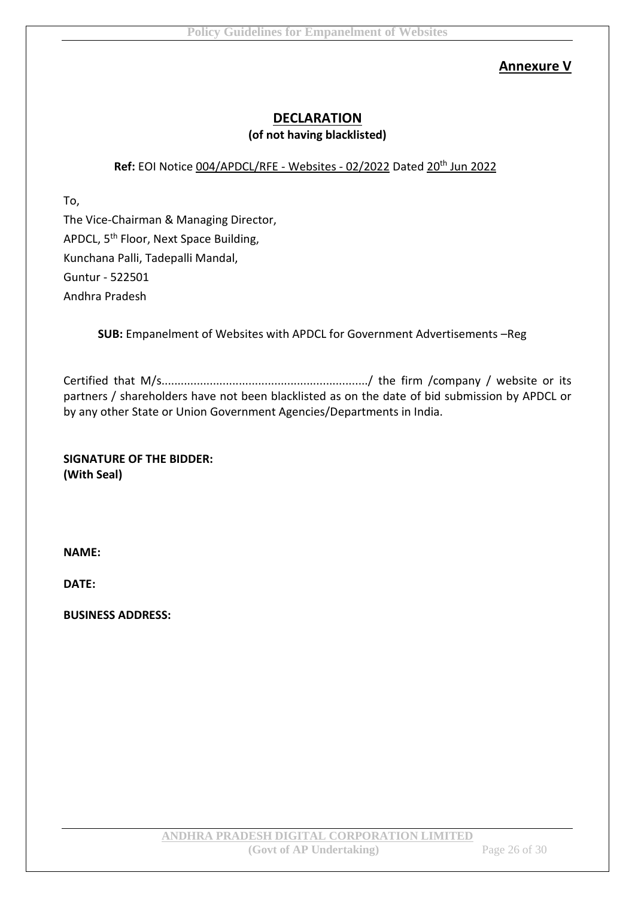**Annexure V**

## DECLARATION

**(of not having blacklisted)**

**Ref:** EOI Notice 004/APDCL/RFE - Websites - 02/2022 Dated 20th Jun 2022

To,

The Vice-Chairman & Managing Director,
APDCL, 5th Floor, Next Space Building,
Kunchana Palli, Tadepalli Mandal,
Guntur - 522501
Andhra Pradesh

**SUB:** Empanelment of Websites with APDCL for Government Advertisements –Reg

Certified that M/s................................................................/ the firm /company / website or its partners / shareholders have not been blacklisted as on the date of bid submission by APDCL or by any other State or Union Government Agencies/Departments in India.

**SIGNATURE OF THE BIDDER:**
**(With Seal)**

**NAME:**

**DATE:**

**BUSINESS ADDRESS:**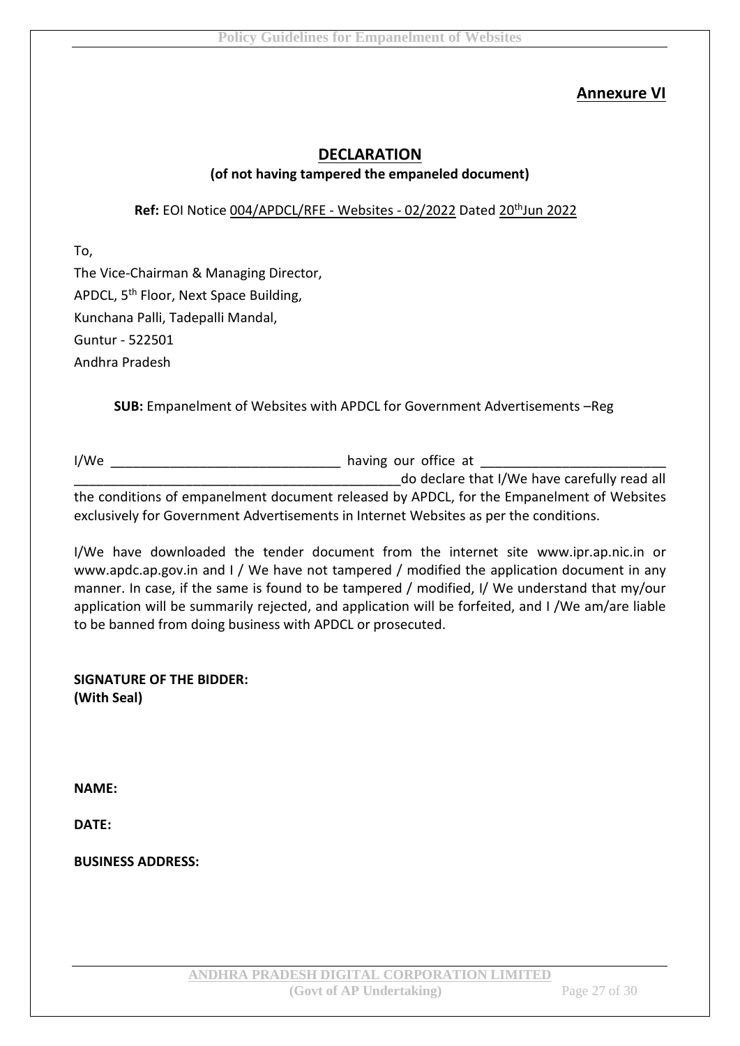## Annexure VI

## DECLARATION

**(of not having tampered the empaneled document)**

**Ref:** EOI Notice 004/APDCL/RFE - Websites - 02/2022 Dated 20th Jun 2022

To,

The Vice-Chairman & Managing Director,
APDCL, 5th Floor, Next Space Building,
Kunchana Palli, Tadepalli Mandal,
Guntur - 522501
Andhra Pradesh

**SUB:** Empanelment of Websites with APDCL for Government Advertisements –Reg

I/We _______________________________ having our office at _________________________ _____________________________________________do declare that I/We have carefully read all the conditions of empanelment document released by APDCL, for the Empanelment of Websites exclusively for Government Advertisements in Internet Websites as per the conditions.

I/We have downloaded the tender document from the internet site www.ipr.ap.nic.in or www.apdc.ap.gov.in and I / We have not tampered / modified the application document in any manner. In case, if the same is found to be tampered / modified, I/ We understand that my/our application will be summarily rejected, and application will be forfeited, and I /We am/are liable to be banned from doing business with APDCL or prosecuted.

**SIGNATURE OF THE BIDDER:**
**(With Seal)**

**NAME:**

**DATE:**

**BUSINESS ADDRESS:**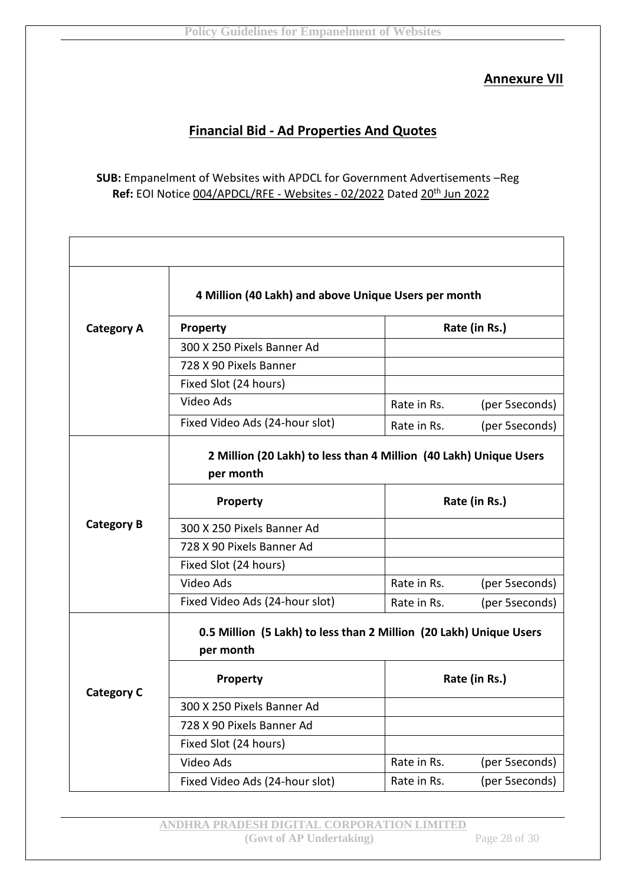## Annexure VII

## Financial Bid - Ad Properties And Quotes

**SUB:** Empanelment of Websites with APDCL for Government Advertisements –Reg
**Ref:** EOI Notice 004/APDCL/RFE - Websites - 02/2022 Dated 20th Jun 2022

| | | | |
|---|---|---|---|
| **Category A** | **4 Million (40 Lakh) and above Unique Users per month** | | |
| | **Property** | **Rate (in Rs.)** | |
| | 300 X 250 Pixels Banner Ad | | |
| | 728 X 90 Pixels Banner | | |
| | Fixed Slot (24 hours) | | |
| | Video Ads | Rate in Rs. | (per 5seconds) |
| | Fixed Video Ads (24-hour slot) | Rate in Rs. | (per 5seconds) |
| **Category B** | **2 Million (20 Lakh) to less than 4 Million (40 Lakh) Unique Users per month** | | |
| | **Property** | **Rate (in Rs.)** | |
| | 300 X 250 Pixels Banner Ad | | |
| | 728 X 90 Pixels Banner Ad | | |
| | Fixed Slot (24 hours) | | |
| | Video Ads | Rate in Rs. | (per 5seconds) |
| | Fixed Video Ads (24-hour slot) | Rate in Rs. | (per 5seconds) |
| **Category C** | **0.5 Million (5 Lakh) to less than 2 Million (20 Lakh) Unique Users per month** | | |
| | **Property** | **Rate (in Rs.)** | |
| | 300 X 250 Pixels Banner Ad | | |
| | 728 X 90 Pixels Banner Ad | | |
| | Fixed Slot (24 hours) | | |
| | Video Ads | Rate in Rs. | (per 5seconds) |
| | Fixed Video Ads (24-hour slot) | Rate in Rs. | (per 5seconds) |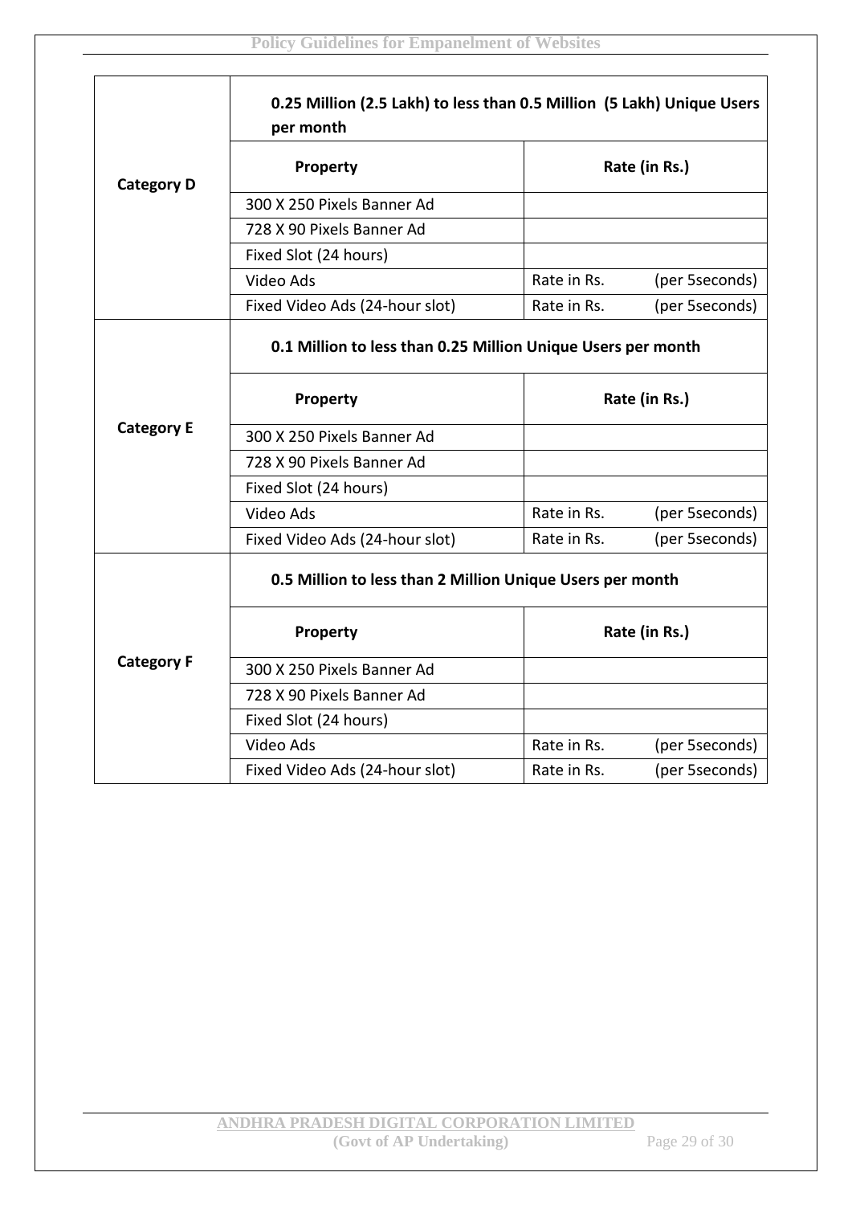| Category | 0.25 Million (2.5 Lakh) to less than 0.5 Million (5 Lakh) Unique Users per month | | |
|---|---|---|---|
| **Category D** | **Property** | **Rate (in Rs.)** | |
| | 300 X 250 Pixels Banner Ad | | |
| | 728 X 90 Pixels Banner Ad | | |
| | Fixed Slot (24 hours) | | |
| | Video Ads | Rate in Rs. | (per 5seconds) |
| | Fixed Video Ads (24-hour slot) | Rate in Rs. | (per 5seconds) |

| Category | 0.1 Million to less than 0.25 Million Unique Users per month | | |
|---|---|---|---|
| **Category E** | **Property** | **Rate (in Rs.)** | |
| | 300 X 250 Pixels Banner Ad | | |
| | 728 X 90 Pixels Banner Ad | | |
| | Fixed Slot (24 hours) | | |
| | Video Ads | Rate in Rs. | (per 5seconds) |
| | Fixed Video Ads (24-hour slot) | Rate in Rs. | (per 5seconds) |

| Category | 0.5 Million to less than 2 Million Unique Users per month | | |
|---|---|---|---|
| **Category F** | **Property** | **Rate (in Rs.)** | |
| | 300 X 250 Pixels Banner Ad | | |
| | 728 X 90 Pixels Banner Ad | | |
| | Fixed Slot (24 hours) | | |
| | Video Ads | Rate in Rs. | (per 5seconds) |
| | Fixed Video Ads (24-hour slot) | Rate in Rs. | (per 5seconds) |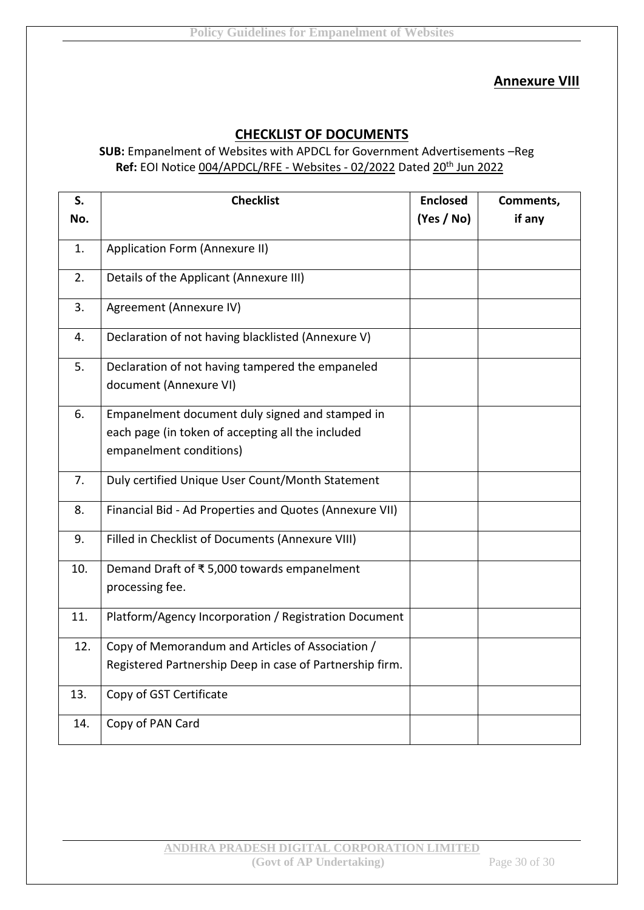**Annexure VIII**

## CHECKLIST OF DOCUMENTS

**SUB:** Empanelment of Websites with APDCL for Government Advertisements –Reg
**Ref:** EOI Notice 004/APDCL/RFE - Websites - 02/2022 Dated 20th Jun 2022

| S. No. | Checklist | Enclosed (Yes / No) | Comments, if any |
|---|---|---|---|
| 1. | Application Form (Annexure II) | | |
| 2. | Details of the Applicant (Annexure III) | | |
| 3. | Agreement (Annexure IV) | | |
| 4. | Declaration of not having blacklisted (Annexure V) | | |
| 5. | Declaration of not having tampered the empaneled document (Annexure VI) | | |
| 6. | Empanelment document duly signed and stamped in each page (in token of accepting all the included empanelment conditions) | | |
| 7. | Duly certified Unique User Count/Month Statement | | |
| 8. | Financial Bid - Ad Properties and Quotes (Annexure VII) | | |
| 9. | Filled in Checklist of Documents (Annexure VIII) | | |
| 10. | Demand Draft of ₹ 5,000 towards empanelment processing fee. | | |
| 11. | Platform/Agency Incorporation / Registration Document | | |
| 12. | Copy of Memorandum and Articles of Association / Registered Partnership Deep in case of Partnership firm. | | |
| 13. | Copy of GST Certificate | | |
| 14. | Copy of PAN Card | | |